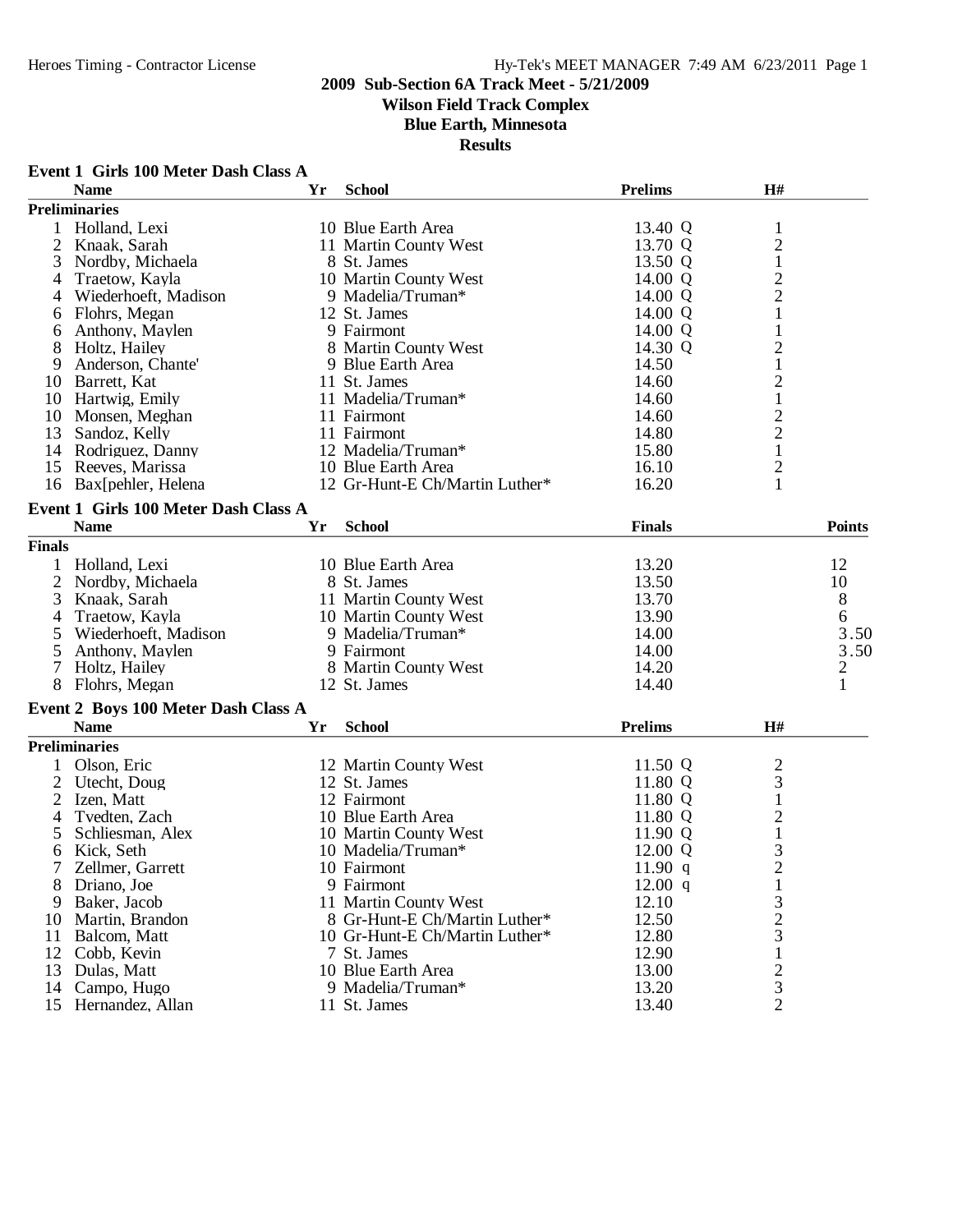## 2009 Sub-Section 6A Track Meet - 5/21/2009
### Wilson Field Track Complex
### Blue Earth, Minnesota
### Results

**Event 1 Girls 100 Meter Dash Class A**

| | Name | Yr | School | Prelims | | H# |
|---|---|---|---|---|---|---|
| **Preliminaries** | | | | | | |
| 1 | Holland, Lexi | 10 | Blue Earth Area | 13.40 | Q | 1 |
| 2 | Knaak, Sarah | 11 | Martin County West | 13.70 | Q | 2 |
| 3 | Nordby, Michaela | 8 | St. James | 13.50 | Q | 1 |
| 4 | Traetow, Kayla | 10 | Martin County West | 14.00 | Q | 2 |
| 4 | Wiederhoeft, Madison | 9 | Madelia/Truman* | 14.00 | Q | 2 |
| 6 | Flohrs, Megan | 12 | St. James | 14.00 | Q | 1 |
| 6 | Anthony, Maylen | 9 | Fairmont | 14.00 | Q | 1 |
| 8 | Holtz, Hailey | 8 | Martin County West | 14.30 | Q | 2 |
| 9 | Anderson, Chante' | 9 | Blue Earth Area | 14.50 | | 1 |
| 10 | Barrett, Kat | 11 | St. James | 14.60 | | 2 |
| 10 | Hartwig, Emily | 11 | Madelia/Truman* | 14.60 | | 1 |
| 10 | Monsen, Meghan | 11 | Fairmont | 14.60 | | 2 |
| 13 | Sandoz, Kelly | 11 | Fairmont | 14.80 | | 2 |
| 14 | Rodriguez, Danny | 12 | Madelia/Truman* | 15.80 | | 1 |
| 15 | Reeves, Marissa | 10 | Blue Earth Area | 16.10 | | 2 |
| 16 | Bax[pehler, Helena | 12 | Gr-Hunt-E Ch/Martin Luther* | 16.20 | | 1 |

**Event 1 Girls 100 Meter Dash Class A**

| | Name | Yr | School | Finals | Points |
|---|---|---|---|---|---|
| **Finals** | | | | | |
| 1 | Holland, Lexi | 10 | Blue Earth Area | 13.20 | 12 |
| 2 | Nordby, Michaela | 8 | St. James | 13.50 | 10 |
| 3 | Knaak, Sarah | 11 | Martin County West | 13.70 | 8 |
| 4 | Traetow, Kayla | 10 | Martin County West | 13.90 | 6 |
| 5 | Wiederhoeft, Madison | 9 | Madelia/Truman* | 14.00 | 3.50 |
| 5 | Anthony, Maylen | 9 | Fairmont | 14.00 | 3.50 |
| 7 | Holtz, Hailey | 8 | Martin County West | 14.20 | 2 |
| 8 | Flohrs, Megan | 12 | St. James | 14.40 | 1 |

**Event 2 Boys 100 Meter Dash Class A**

| | Name | Yr | School | Prelims | | H# |
|---|---|---|---|---|---|---|
| **Preliminaries** | | | | | | |
| 1 | Olson, Eric | 12 | Martin County West | 11.50 | Q | 2 |
| 2 | Utecht, Doug | 12 | St. James | 11.80 | Q | 3 |
| 2 | Izen, Matt | 12 | Fairmont | 11.80 | Q | 1 |
| 4 | Tvedten, Zach | 10 | Blue Earth Area | 11.80 | Q | 2 |
| 5 | Schliesman, Alex | 10 | Martin County West | 11.90 | Q | 1 |
| 6 | Kick, Seth | 10 | Madelia/Truman* | 12.00 | Q | 3 |
| 7 | Zellmer, Garrett | 10 | Fairmont | 11.90 | q | 2 |
| 8 | Driano, Joe | 9 | Fairmont | 12.00 | q | 1 |
| 9 | Baker, Jacob | 11 | Martin County West | 12.10 | | 3 |
| 10 | Martin, Brandon | 8 | Gr-Hunt-E Ch/Martin Luther* | 12.50 | | 2 |
| 11 | Balcom, Matt | 10 | Gr-Hunt-E Ch/Martin Luther* | 12.80 | | 3 |
| 12 | Cobb, Kevin | 7 | St. James | 12.90 | | 1 |
| 13 | Dulas, Matt | 10 | Blue Earth Area | 13.00 | | 2 |
| 14 | Campo, Hugo | 9 | Madelia/Truman* | 13.20 | | 3 |
| 15 | Hernandez, Allan | 11 | St. James | 13.40 | | 2 |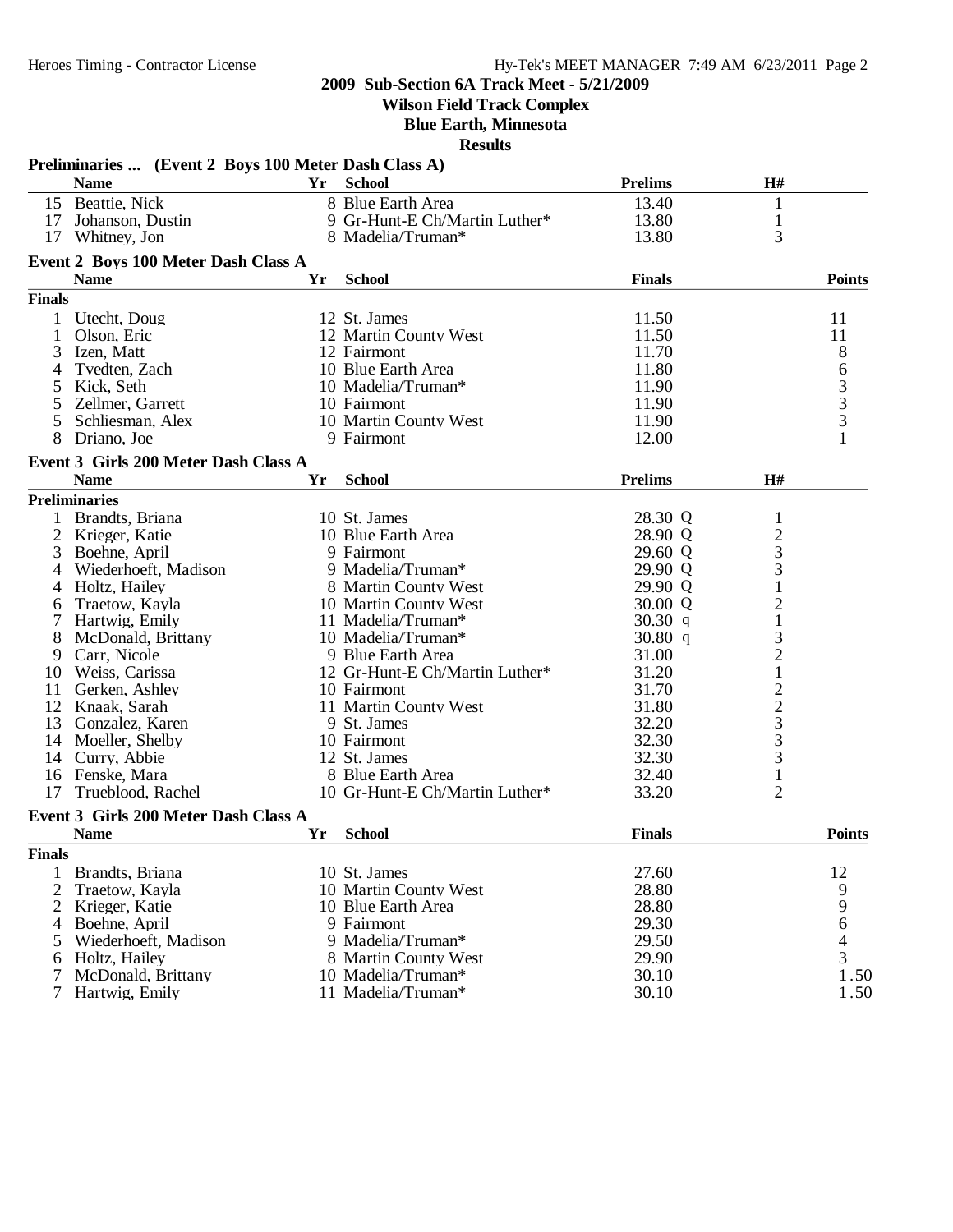**2009 Sub-Section 6A Track Meet - 5/21/2009**

**Wilson Field Track Complex**

**Blue Earth, Minnesota**

**Results**

### Preliminaries ... (Event 2 Boys 100 Meter Dash Class A)

| | Name | Yr | School | Prelims | H# |
|---|---|---|---|---|---|
| 15 | Beattie, Nick | 8 | Blue Earth Area | 13.40 | 1 |
| 17 | Johanson, Dustin | 9 | Gr-Hunt-E Ch/Martin Luther* | 13.80 | 1 |
| 17 | Whitney, Jon | 8 | Madelia/Truman* | 13.80 | 3 |

### Event 2 Boys 100 Meter Dash Class A

| | Name | Yr | School | Finals | Points |
|---|---|---|---|---|---|
| **Finals** | | | | | |
| 1 | Utecht, Doug | 12 | St. James | 11.50 | 11 |
| 1 | Olson, Eric | 12 | Martin County West | 11.50 | 11 |
| 3 | Izen, Matt | 12 | Fairmont | 11.70 | 8 |
| 4 | Tvedten, Zach | 10 | Blue Earth Area | 11.80 | 6 |
| 5 | Kick, Seth | 10 | Madelia/Truman* | 11.90 | 3 |
| 5 | Zellmer, Garrett | 10 | Fairmont | 11.90 | 3 |
| 5 | Schliesman, Alex | 10 | Martin County West | 11.90 | 3 |
| 8 | Driano, Joe | 9 | Fairmont | 12.00 | 1 |

### Event 3 Girls 200 Meter Dash Class A

| | Name | Yr | School | Prelims | H# |
|---|---|---|---|---|---|
| **Preliminaries** | | | | | |
| 1 | Brandts, Briana | 10 | St. James | 28.30 Q | 1 |
| 2 | Krieger, Katie | 10 | Blue Earth Area | 28.90 Q | 2 |
| 3 | Boehne, April | 9 | Fairmont | 29.60 Q | 3 |
| 4 | Wiederhoeft, Madison | 9 | Madelia/Truman* | 29.90 Q | 3 |
| 4 | Holtz, Hailey | 8 | Martin County West | 29.90 Q | 1 |
| 6 | Traetow, Kayla | 10 | Martin County West | 30.00 Q | 2 |
| 7 | Hartwig, Emily | 11 | Madelia/Truman* | 30.30 q | 1 |
| 8 | McDonald, Brittany | 10 | Madelia/Truman* | 30.80 q | 3 |
| 9 | Carr, Nicole | 9 | Blue Earth Area | 31.00 | 2 |
| 10 | Weiss, Carissa | 12 | Gr-Hunt-E Ch/Martin Luther* | 31.20 | 1 |
| 11 | Gerken, Ashley | 10 | Fairmont | 31.70 | 2 |
| 12 | Knaak, Sarah | 11 | Martin County West | 31.80 | 2 |
| 13 | Gonzalez, Karen | 9 | St. James | 32.20 | 3 |
| 14 | Moeller, Shelby | 10 | Fairmont | 32.30 | 3 |
| 14 | Curry, Abbie | 12 | St. James | 32.30 | 3 |
| 16 | Fenske, Mara | 8 | Blue Earth Area | 32.40 | 1 |
| 17 | Trueblood, Rachel | 10 | Gr-Hunt-E Ch/Martin Luther* | 33.20 | 2 |

### Event 3 Girls 200 Meter Dash Class A

| | Name | Yr | School | Finals | Points |
|---|---|---|---|---|---|
| **Finals** | | | | | |
| 1 | Brandts, Briana | 10 | St. James | 27.60 | 12 |
| 2 | Traetow, Kayla | 10 | Martin County West | 28.80 | 9 |
| 2 | Krieger, Katie | 10 | Blue Earth Area | 28.80 | 9 |
| 4 | Boehne, April | 9 | Fairmont | 29.30 | 6 |
| 5 | Wiederhoeft, Madison | 9 | Madelia/Truman* | 29.50 | 4 |
| 6 | Holtz, Hailey | 8 | Martin County West | 29.90 | 3 |
| 7 | McDonald, Brittany | 10 | Madelia/Truman* | 30.10 | 1.50 |
| 7 | Hartwig, Emily | 11 | Madelia/Truman* | 30.10 | 1.50 |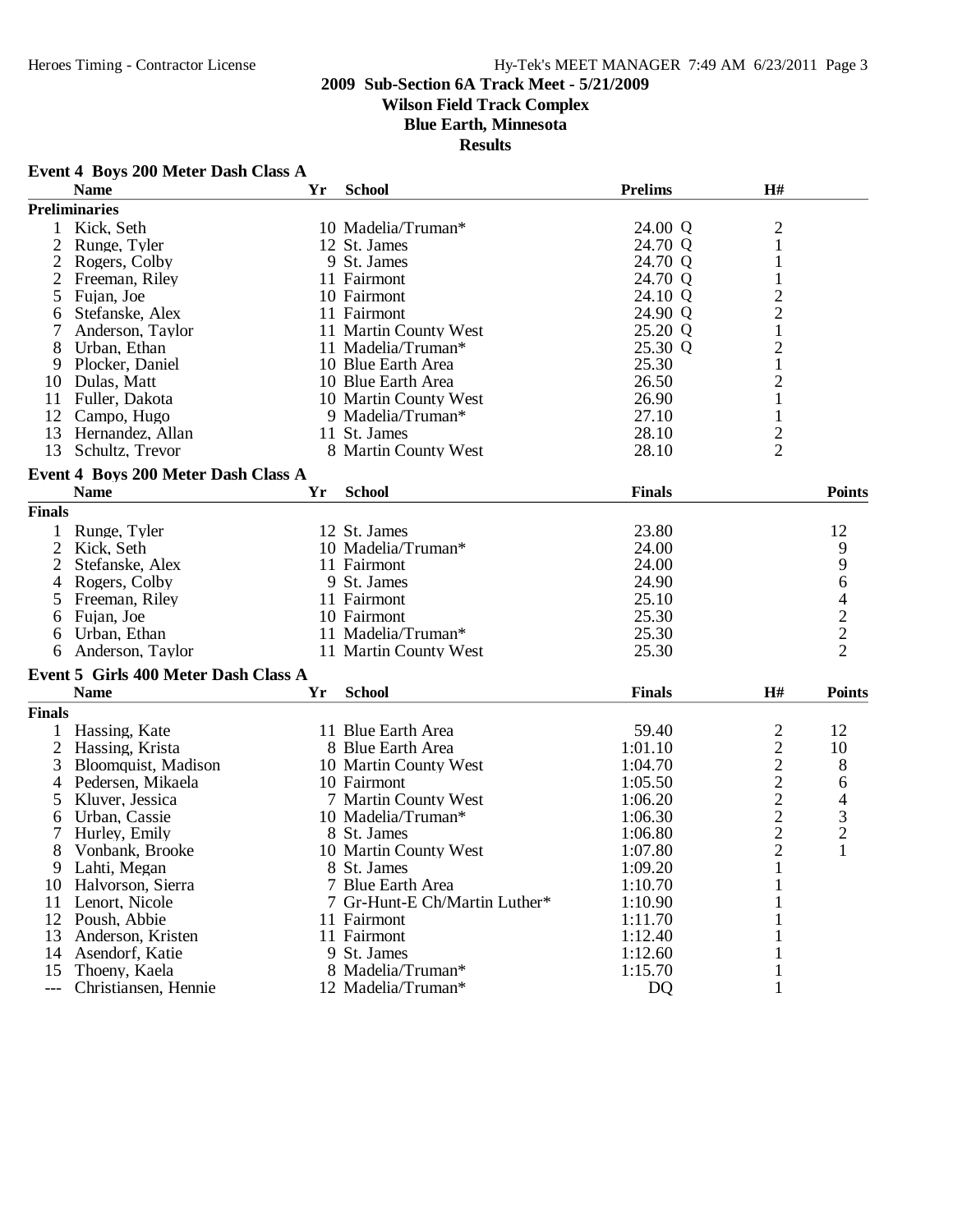## 2009 Sub-Section 6A Track Meet - 5/21/2009

### Wilson Field Track Complex

### Blue Earth, Minnesota

### Results

**Event 4 Boys 200 Meter Dash Class A**

| | Name | Yr | School | Prelims | H# |
|---|---|---|---|---|---|
| **Preliminaries** | | | | | |
| 1 | Kick, Seth | 10 | Madelia/Truman* | 24.00 Q | 2 |
| 2 | Runge, Tyler | 12 | St. James | 24.70 Q | 1 |
| 2 | Rogers, Colby | 9 | St. James | 24.70 Q | 1 |
| 2 | Freeman, Riley | 11 | Fairmont | 24.70 Q | 1 |
| 5 | Fujan, Joe | 10 | Fairmont | 24.10 Q | 2 |
| 6 | Stefanske, Alex | 11 | Fairmont | 24.90 Q | 2 |
| 7 | Anderson, Taylor | 11 | Martin County West | 25.20 Q | 1 |
| 8 | Urban, Ethan | 11 | Madelia/Truman* | 25.30 Q | 2 |
| 9 | Plocker, Daniel | 10 | Blue Earth Area | 25.30 | 1 |
| 10 | Dulas, Matt | 10 | Blue Earth Area | 26.50 | 2 |
| 11 | Fuller, Dakota | 10 | Martin County West | 26.90 | 1 |
| 12 | Campo, Hugo | 9 | Madelia/Truman* | 27.10 | 1 |
| 13 | Hernandez, Allan | 11 | St. James | 28.10 | 2 |
| 13 | Schultz, Trevor | 8 | Martin County West | 28.10 | 2 |

**Event 4 Boys 200 Meter Dash Class A**

| | Name | Yr | School | Finals | Points |
|---|---|---|---|---|---|
| **Finals** | | | | | |
| 1 | Runge, Tyler | 12 | St. James | 23.80 | 12 |
| 2 | Kick, Seth | 10 | Madelia/Truman* | 24.00 | 9 |
| 2 | Stefanske, Alex | 11 | Fairmont | 24.00 | 9 |
| 4 | Rogers, Colby | 9 | St. James | 24.90 | 6 |
| 5 | Freeman, Riley | 11 | Fairmont | 25.10 | 4 |
| 6 | Fujan, Joe | 10 | Fairmont | 25.30 | 2 |
| 6 | Urban, Ethan | 11 | Madelia/Truman* | 25.30 | 2 |
| 6 | Anderson, Taylor | 11 | Martin County West | 25.30 | 2 |

**Event 5 Girls 400 Meter Dash Class A**

| | Name | Yr | School | Finals | H# | Points |
|---|---|---|---|---|---|---|
| **Finals** | | | | | | |
| 1 | Hassing, Kate | 11 | Blue Earth Area | 59.40 | 2 | 12 |
| 2 | Hassing, Krista | 8 | Blue Earth Area | 1:01.10 | 2 | 10 |
| 3 | Bloomquist, Madison | 10 | Martin County West | 1:04.70 | 2 | 8 |
| 4 | Pedersen, Mikaela | 10 | Fairmont | 1:05.50 | 2 | 6 |
| 5 | Kluver, Jessica | 7 | Martin County West | 1:06.20 | 2 | 4 |
| 6 | Urban, Cassie | 10 | Madelia/Truman* | 1:06.30 | 2 | 3 |
| 7 | Hurley, Emily | 8 | St. James | 1:06.80 | 2 | 2 |
| 8 | Vonbank, Brooke | 10 | Martin County West | 1:07.80 | 2 | 1 |
| 9 | Lahti, Megan | 8 | St. James | 1:09.20 | 1 | |
| 10 | Halvorson, Sierra | 7 | Blue Earth Area | 1:10.70 | 1 | |
| 11 | Lenort, Nicole | 7 | Gr-Hunt-E Ch/Martin Luther* | 1:10.90 | 1 | |
| 12 | Poush, Abbie | 11 | Fairmont | 1:11.70 | 1 | |
| 13 | Anderson, Kristen | 11 | Fairmont | 1:12.40 | 1 | |
| 14 | Asendorf, Katie | 9 | St. James | 1:12.60 | 1 | |
| 15 | Thoeny, Kaela | 8 | Madelia/Truman* | 1:15.70 | 1 | |
| --- | Christiansen, Hennie | 12 | Madelia/Truman* | DQ | 1 | |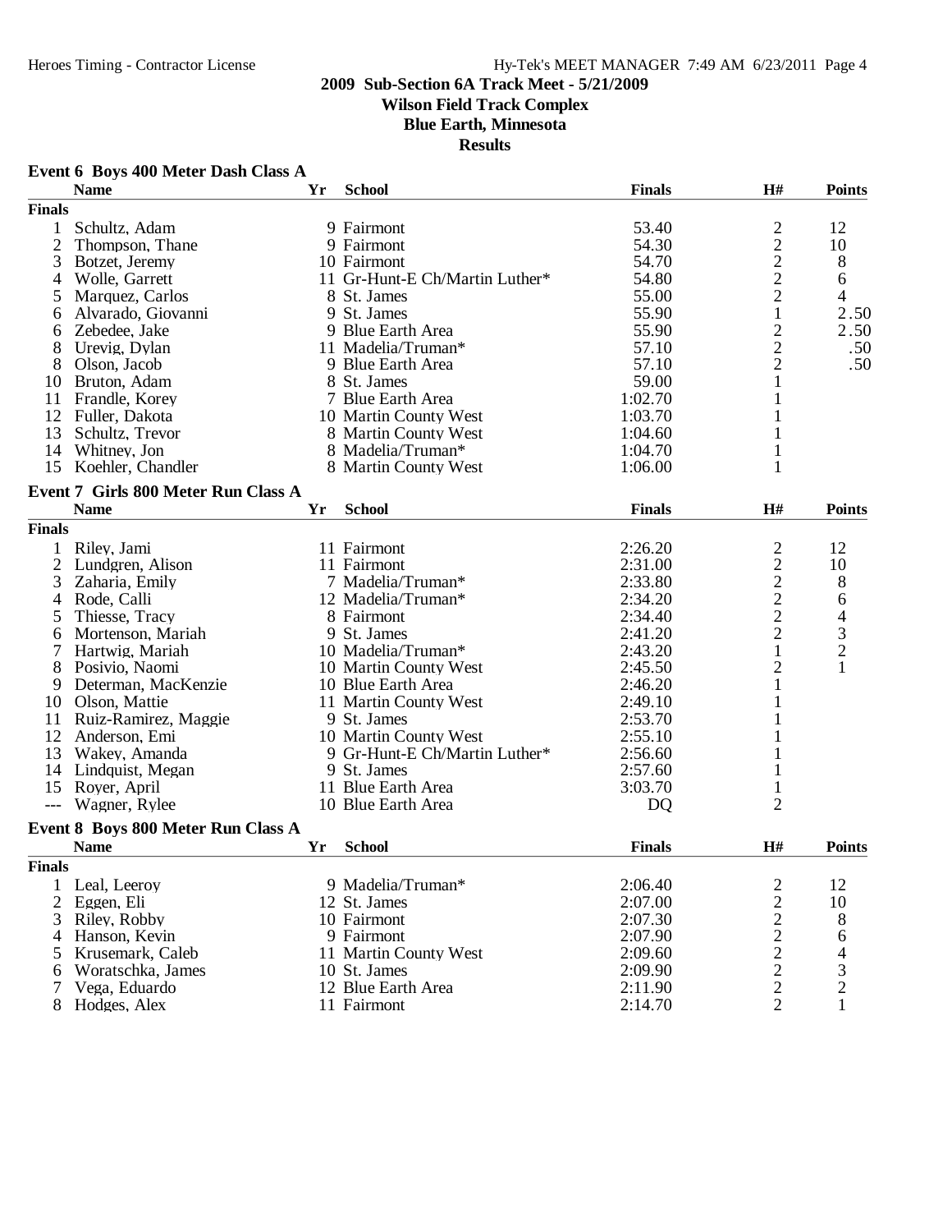**2009 Sub-Section 6A Track Meet - 5/21/2009**
**Wilson Field Track Complex**
**Blue Earth, Minnesota**
**Results**

### Event 6 Boys 400 Meter Dash Class A

| | Name | Yr | School | Finals | H# | Points |
|---|---|---|---|---|---|---|
| **Finals** | | | | | | |
| 1 | Schultz, Adam | 9 | Fairmont | 53.40 | 2 | 12 |
| 2 | Thompson, Thane | 9 | Fairmont | 54.30 | 2 | 10 |
| 3 | Botzet, Jeremy | 10 | Fairmont | 54.70 | 2 | 8 |
| 4 | Wolle, Garrett | 11 | Gr-Hunt-E Ch/Martin Luther* | 54.80 | 2 | 6 |
| 5 | Marquez, Carlos | 8 | St. James | 55.00 | 2 | 4 |
| 6 | Alvarado, Giovanni | 9 | St. James | 55.90 | 1 | 2.50 |
| 6 | Zebedee, Jake | 9 | Blue Earth Area | 55.90 | 2 | 2.50 |
| 8 | Urevig, Dylan | 11 | Madelia/Truman* | 57.10 | 2 | .50 |
| 8 | Olson, Jacob | 9 | Blue Earth Area | 57.10 | 2 | .50 |
| 10 | Bruton, Adam | 8 | St. James | 59.00 | 1 | |
| 11 | Frandle, Korey | 7 | Blue Earth Area | 1:02.70 | 1 | |
| 12 | Fuller, Dakota | 10 | Martin County West | 1:03.70 | 1 | |
| 13 | Schultz, Trevor | 8 | Martin County West | 1:04.60 | 1 | |
| 14 | Whitney, Jon | 8 | Madelia/Truman* | 1:04.70 | 1 | |
| 15 | Koehler, Chandler | 8 | Martin County West | 1:06.00 | 1 | |

### Event 7 Girls 800 Meter Run Class A

| | Name | Yr | School | Finals | H# | Points |
|---|---|---|---|---|---|---|
| **Finals** | | | | | | |
| 1 | Riley, Jami | 11 | Fairmont | 2:26.20 | 2 | 12 |
| 2 | Lundgren, Alison | 11 | Fairmont | 2:31.00 | 2 | 10 |
| 3 | Zaharia, Emily | 7 | Madelia/Truman* | 2:33.80 | 2 | 8 |
| 4 | Rode, Calli | 12 | Madelia/Truman* | 2:34.20 | 2 | 6 |
| 5 | Thiesse, Tracy | 8 | Fairmont | 2:34.40 | 2 | 4 |
| 6 | Mortenson, Mariah | 9 | St. James | 2:41.20 | 2 | 3 |
| 7 | Hartwig, Mariah | 10 | Madelia/Truman* | 2:43.20 | 1 | 2 |
| 8 | Posivio, Naomi | 10 | Martin County West | 2:45.50 | 2 | 1 |
| 9 | Determan, MacKenzie | 10 | Blue Earth Area | 2:46.20 | 1 | |
| 10 | Olson, Mattie | 11 | Martin County West | 2:49.10 | 1 | |
| 11 | Ruiz-Ramirez, Maggie | 9 | St. James | 2:53.70 | 1 | |
| 12 | Anderson, Emi | 10 | Martin County West | 2:55.10 | 1 | |
| 13 | Wakey, Amanda | 9 | Gr-Hunt-E Ch/Martin Luther* | 2:56.60 | 1 | |
| 14 | Lindquist, Megan | 9 | St. James | 2:57.60 | 1 | |
| 15 | Royer, April | 11 | Blue Earth Area | 3:03.70 | 1 | |
| --- | Wagner, Rylee | 10 | Blue Earth Area | DQ | 2 | |

### Event 8 Boys 800 Meter Run Class A

| | Name | Yr | School | Finals | H# | Points |
|---|---|---|---|---|---|---|
| **Finals** | | | | | | |
| 1 | Leal, Leeroy | 9 | Madelia/Truman* | 2:06.40 | 2 | 12 |
| 2 | Eggen, Eli | 12 | St. James | 2:07.00 | 2 | 10 |
| 3 | Riley, Robby | 10 | Fairmont | 2:07.30 | 2 | 8 |
| 4 | Hanson, Kevin | 9 | Fairmont | 2:07.90 | 2 | 6 |
| 5 | Krusemark, Caleb | 11 | Martin County West | 2:09.60 | 2 | 4 |
| 6 | Woratschka, James | 10 | St. James | 2:09.90 | 2 | 3 |
| 7 | Vega, Eduardo | 12 | Blue Earth Area | 2:11.90 | 2 | 2 |
| 8 | Hodges, Alex | 11 | Fairmont | 2:14.70 | 2 | 1 |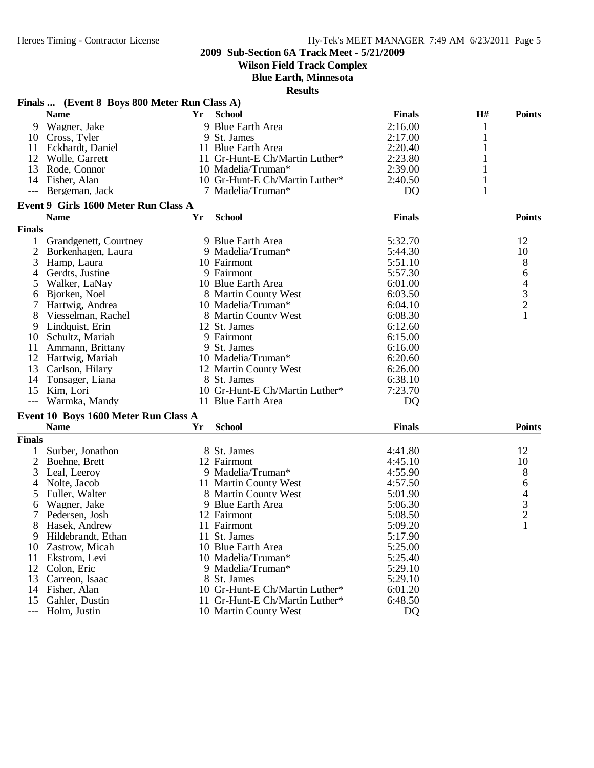## 2009 Sub-Section 6A Track Meet - 5/21/2009

**Wilson Field Track Complex**

**Blue Earth, Minnesota**

**Results**

### Finals ... (Event 8 Boys 800 Meter Run Class A)

| | Name | Yr | School | Finals | H# | Points |
|---|---|---|---|---|---|---|
| 9 | Wagner, Jake | 9 | Blue Earth Area | 2:16.00 | 1 | |
| 10 | Cross, Tyler | 9 | St. James | 2:17.00 | 1 | |
| 11 | Eckhardt, Daniel | 11 | Blue Earth Area | 2:20.40 | 1 | |
| 12 | Wolle, Garrett | 11 | Gr-Hunt-E Ch/Martin Luther* | 2:23.80 | 1 | |
| 13 | Rode, Connor | 10 | Madelia/Truman* | 2:39.00 | 1 | |
| 14 | Fisher, Alan | 10 | Gr-Hunt-E Ch/Martin Luther* | 2:40.50 | 1 | |
| --- | Bergeman, Jack | 7 | Madelia/Truman* | DQ | 1 | |

### Event 9 Girls 1600 Meter Run Class A

| | Name | Yr | School | Finals | Points |
|---|---|---|---|---|---|
| **Finals** | | | | | |
| 1 | Grandgenett, Courtney | 9 | Blue Earth Area | 5:32.70 | 12 |
| 2 | Borkenhagen, Laura | 9 | Madelia/Truman* | 5:44.30 | 10 |
| 3 | Hamp, Laura | 10 | Fairmont | 5:51.10 | 8 |
| 4 | Gerdts, Justine | 9 | Fairmont | 5:57.30 | 6 |
| 5 | Walker, LaNay | 10 | Blue Earth Area | 6:01.00 | 4 |
| 6 | Bjorken, Noel | 8 | Martin County West | 6:03.50 | 3 |
| 7 | Hartwig, Andrea | 10 | Madelia/Truman* | 6:04.10 | 2 |
| 8 | Viesselman, Rachel | 8 | Martin County West | 6:08.30 | 1 |
| 9 | Lindquist, Erin | 12 | St. James | 6:12.60 | |
| 10 | Schultz, Mariah | 9 | Fairmont | 6:15.00 | |
| 11 | Ammann, Brittany | 9 | St. James | 6:16.00 | |
| 12 | Hartwig, Mariah | 10 | Madelia/Truman* | 6:20.60 | |
| 13 | Carlson, Hilary | 12 | Martin County West | 6:26.00 | |
| 14 | Tonsager, Liana | 8 | St. James | 6:38.10 | |
| 15 | Kim, Lori | 10 | Gr-Hunt-E Ch/Martin Luther* | 7:23.70 | |
| --- | Warmka, Mandy | 11 | Blue Earth Area | DQ | |

### Event 10 Boys 1600 Meter Run Class A

| | Name | Yr | School | Finals | Points |
|---|---|---|---|---|---|
| **Finals** | | | | | |
| 1 | Surber, Jonathon | 8 | St. James | 4:41.80 | 12 |
| 2 | Boehne, Brett | 12 | Fairmont | 4:45.10 | 10 |
| 3 | Leal, Leeroy | 9 | Madelia/Truman* | 4:55.90 | 8 |
| 4 | Nolte, Jacob | 11 | Martin County West | 4:57.50 | 6 |
| 5 | Fuller, Walter | 8 | Martin County West | 5:01.90 | 4 |
| 6 | Wagner, Jake | 9 | Blue Earth Area | 5:06.30 | 3 |
| 7 | Pedersen, Josh | 12 | Fairmont | 5:08.50 | 2 |
| 8 | Hasek, Andrew | 11 | Fairmont | 5:09.20 | 1 |
| 9 | Hildebrandt, Ethan | 11 | St. James | 5:17.90 | |
| 10 | Zastrow, Micah | 10 | Blue Earth Area | 5:25.00 | |
| 11 | Ekstrom, Levi | 10 | Madelia/Truman* | 5:25.40 | |
| 12 | Colon, Eric | 9 | Madelia/Truman* | 5:29.10 | |
| 13 | Carreon, Isaac | 8 | St. James | 5:29.10 | |
| 14 | Fisher, Alan | 10 | Gr-Hunt-E Ch/Martin Luther* | 6:01.20 | |
| 15 | Gahler, Dustin | 11 | Gr-Hunt-E Ch/Martin Luther* | 6:48.50 | |
| --- | Holm, Justin | 10 | Martin County West | DQ | |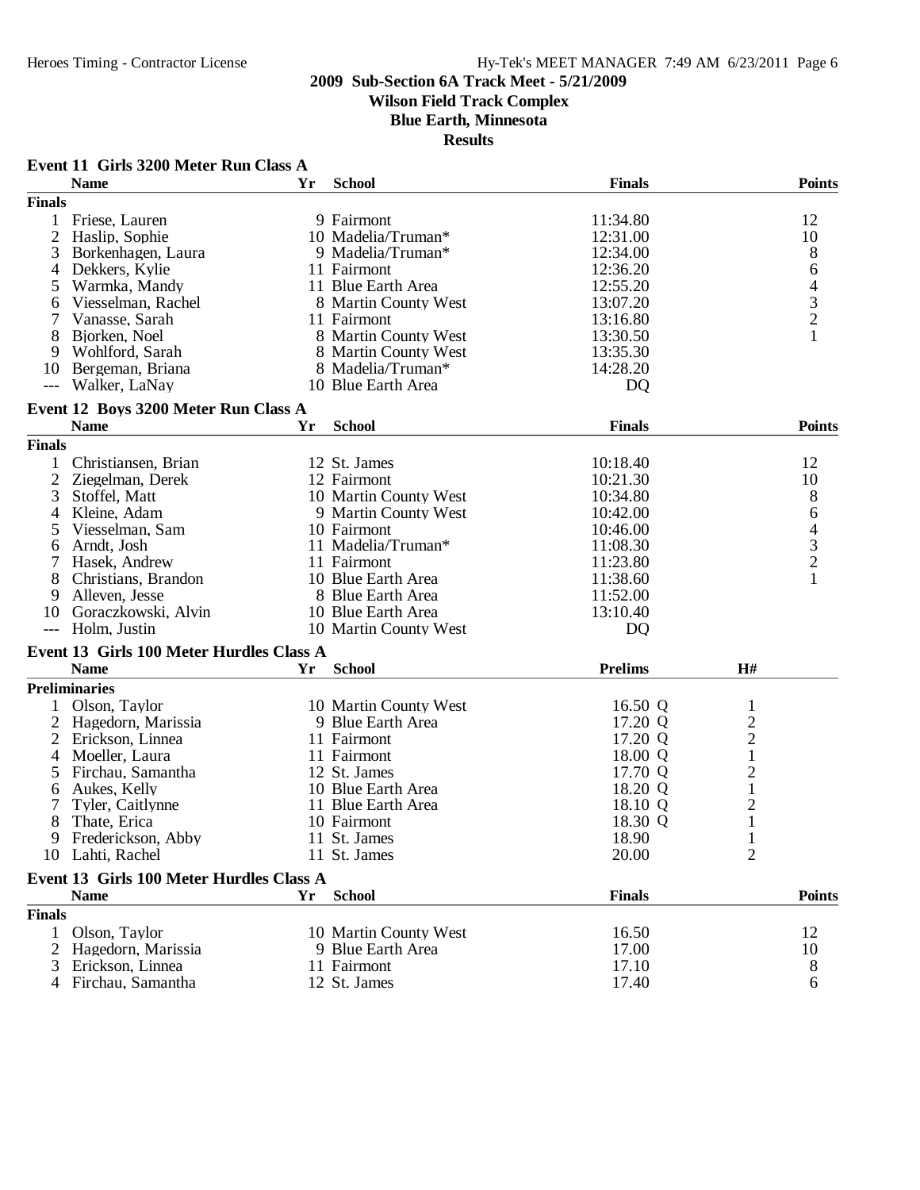## 2009 Sub-Section 6A Track Meet - 5/21/2009
### Wilson Field Track Complex
### Blue Earth, Minnesota
### Results

**Event 11 Girls 3200 Meter Run Class A**

| | Name | Yr | School | Finals | Points |
|---|---|---|---|---|---|
| **Finals** | | | | | |
| 1 | Friese, Lauren | 9 | Fairmont | 11:34.80 | 12 |
| 2 | Haslip, Sophie | 10 | Madelia/Truman* | 12:31.00 | 10 |
| 3 | Borkenhagen, Laura | 9 | Madelia/Truman* | 12:34.00 | 8 |
| 4 | Dekkers, Kylie | 11 | Fairmont | 12:36.20 | 6 |
| 5 | Warmka, Mandy | 11 | Blue Earth Area | 12:55.20 | 4 |
| 6 | Viesselman, Rachel | 8 | Martin County West | 13:07.20 | 3 |
| 7 | Vanasse, Sarah | 11 | Fairmont | 13:16.80 | 2 |
| 8 | Bjorken, Noel | 8 | Martin County West | 13:30.50 | 1 |
| 9 | Wohlford, Sarah | 8 | Martin County West | 13:35.30 | |
| 10 | Bergeman, Briana | 8 | Madelia/Truman* | 14:28.20 | |
| --- | Walker, LaNay | 10 | Blue Earth Area | DQ | |

**Event 12 Boys 3200 Meter Run Class A**

| | Name | Yr | School | Finals | Points |
|---|---|---|---|---|---|
| **Finals** | | | | | |
| 1 | Christiansen, Brian | 12 | St. James | 10:18.40 | 12 |
| 2 | Ziegelman, Derek | 12 | Fairmont | 10:21.30 | 10 |
| 3 | Stoffel, Matt | 10 | Martin County West | 10:34.80 | 8 |
| 4 | Kleine, Adam | 9 | Martin County West | 10:42.00 | 6 |
| 5 | Viesselman, Sam | 10 | Fairmont | 10:46.00 | 4 |
| 6 | Arndt, Josh | 11 | Madelia/Truman* | 11:08.30 | 3 |
| 7 | Hasek, Andrew | 11 | Fairmont | 11:23.80 | 2 |
| 8 | Christians, Brandon | 10 | Blue Earth Area | 11:38.60 | 1 |
| 9 | Alleven, Jesse | 8 | Blue Earth Area | 11:52.00 | |
| 10 | Goraczkowski, Alvin | 10 | Blue Earth Area | 13:10.40 | |
| --- | Holm, Justin | 10 | Martin County West | DQ | |

**Event 13 Girls 100 Meter Hurdles Class A**

| | Name | Yr | School | Prelims | H# |
|---|---|---|---|---|---|
| **Preliminaries** | | | | | |
| 1 | Olson, Taylor | 10 | Martin County West | 16.50 Q | 1 |
| 2 | Hagedorn, Marissia | 9 | Blue Earth Area | 17.20 Q | 2 |
| 2 | Erickson, Linnea | 11 | Fairmont | 17.20 Q | 2 |
| 4 | Moeller, Laura | 11 | Fairmont | 18.00 Q | 1 |
| 5 | Firchau, Samantha | 12 | St. James | 17.70 Q | 2 |
| 6 | Aukes, Kelly | 10 | Blue Earth Area | 18.20 Q | 1 |
| 7 | Tyler, Caitlynne | 11 | Blue Earth Area | 18.10 Q | 2 |
| 8 | Thate, Erica | 10 | Fairmont | 18.30 Q | 1 |
| 9 | Frederickson, Abby | 11 | St. James | 18.90 | 1 |
| 10 | Lahti, Rachel | 11 | St. James | 20.00 | 2 |

**Event 13 Girls 100 Meter Hurdles Class A**

| | Name | Yr | School | Finals | Points |
|---|---|---|---|---|---|
| **Finals** | | | | | |
| 1 | Olson, Taylor | 10 | Martin County West | 16.50 | 12 |
| 2 | Hagedorn, Marissia | 9 | Blue Earth Area | 17.00 | 10 |
| 3 | Erickson, Linnea | 11 | Fairmont | 17.10 | 8 |
| 4 | Firchau, Samantha | 12 | St. James | 17.40 | 6 |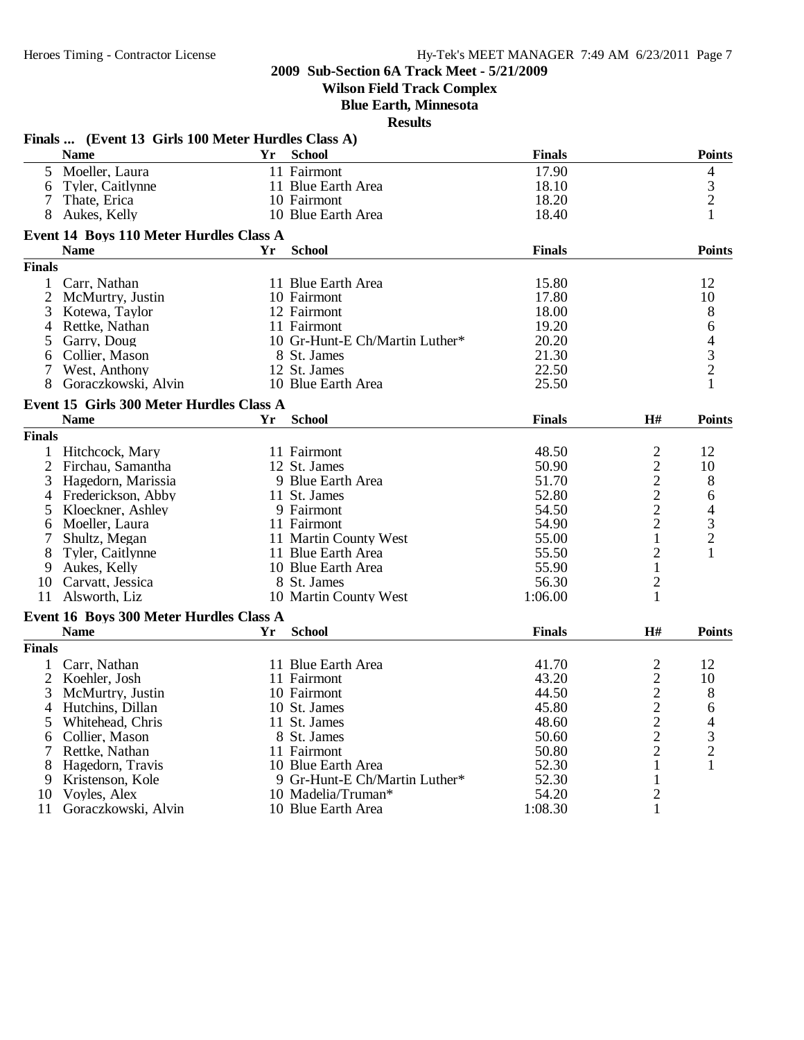# 2009 Sub-Section 6A Track Meet - 5/21/2009

**Wilson Field Track Complex**

**Blue Earth, Minnesota**

**Results**

### Finals ... (Event 13 Girls 100 Meter Hurdles Class A)

| | Name | Yr | School | Finals | Points |
|---|---|---|---|---|---|
| 5 | Moeller, Laura | 11 | Fairmont | 17.90 | 4 |
| 6 | Tyler, Caitlynne | 11 | Blue Earth Area | 18.10 | 3 |
| 7 | Thate, Erica | 10 | Fairmont | 18.20 | 2 |
| 8 | Aukes, Kelly | 10 | Blue Earth Area | 18.40 | 1 |

### Event 14 Boys 110 Meter Hurdles Class A

| | Name | Yr | School | Finals | Points |
|---|---|---|---|---|---|
| **Finals** | | | | | |
| 1 | Carr, Nathan | 11 | Blue Earth Area | 15.80 | 12 |
| 2 | McMurtry, Justin | 10 | Fairmont | 17.80 | 10 |
| 3 | Kotewa, Taylor | 12 | Fairmont | 18.00 | 8 |
| 4 | Rettke, Nathan | 11 | Fairmont | 19.20 | 6 |
| 5 | Garry, Doug | 10 | Gr-Hunt-E Ch/Martin Luther* | 20.20 | 4 |
| 6 | Collier, Mason | 8 | St. James | 21.30 | 3 |
| 7 | West, Anthony | 12 | St. James | 22.50 | 2 |
| 8 | Goraczkowski, Alvin | 10 | Blue Earth Area | 25.50 | 1 |

### Event 15 Girls 300 Meter Hurdles Class A

| | Name | Yr | School | Finals | H# | Points |
|---|---|---|---|---|---|---|
| **Finals** | | | | | | |
| 1 | Hitchcock, Mary | 11 | Fairmont | 48.50 | 2 | 12 |
| 2 | Firchau, Samantha | 12 | St. James | 50.90 | 2 | 10 |
| 3 | Hagedorn, Marissia | 9 | Blue Earth Area | 51.70 | 2 | 8 |
| 4 | Frederickson, Abby | 11 | St. James | 52.80 | 2 | 6 |
| 5 | Kloeckner, Ashley | 9 | Fairmont | 54.50 | 2 | 4 |
| 6 | Moeller, Laura | 11 | Fairmont | 54.90 | 2 | 3 |
| 7 | Shultz, Megan | 11 | Martin County West | 55.00 | 1 | 2 |
| 8 | Tyler, Caitlynne | 11 | Blue Earth Area | 55.50 | 2 | 1 |
| 9 | Aukes, Kelly | 10 | Blue Earth Area | 55.90 | 1 | |
| 10 | Carvatt, Jessica | 8 | St. James | 56.30 | 2 | |
| 11 | Alsworth, Liz | 10 | Martin County West | 1:06.00 | 1 | |

### Event 16 Boys 300 Meter Hurdles Class A

| | Name | Yr | School | Finals | H# | Points |
|---|---|---|---|---|---|---|
| **Finals** | | | | | | |
| 1 | Carr, Nathan | 11 | Blue Earth Area | 41.70 | 2 | 12 |
| 2 | Koehler, Josh | 11 | Fairmont | 43.20 | 2 | 10 |
| 3 | McMurtry, Justin | 10 | Fairmont | 44.50 | 2 | 8 |
| 4 | Hutchins, Dillan | 10 | St. James | 45.80 | 2 | 6 |
| 5 | Whitehead, Chris | 11 | St. James | 48.60 | 2 | 4 |
| 6 | Collier, Mason | 8 | St. James | 50.60 | 2 | 3 |
| 7 | Rettke, Nathan | 11 | Fairmont | 50.80 | 2 | 2 |
| 8 | Hagedorn, Travis | 10 | Blue Earth Area | 52.30 | 1 | 1 |
| 9 | Kristenson, Kole | 9 | Gr-Hunt-E Ch/Martin Luther* | 52.30 | 1 | |
| 10 | Voyles, Alex | 10 | Madelia/Truman* | 54.20 | 2 | |
| 11 | Goraczkowski, Alvin | 10 | Blue Earth Area | 1:08.30 | 1 | |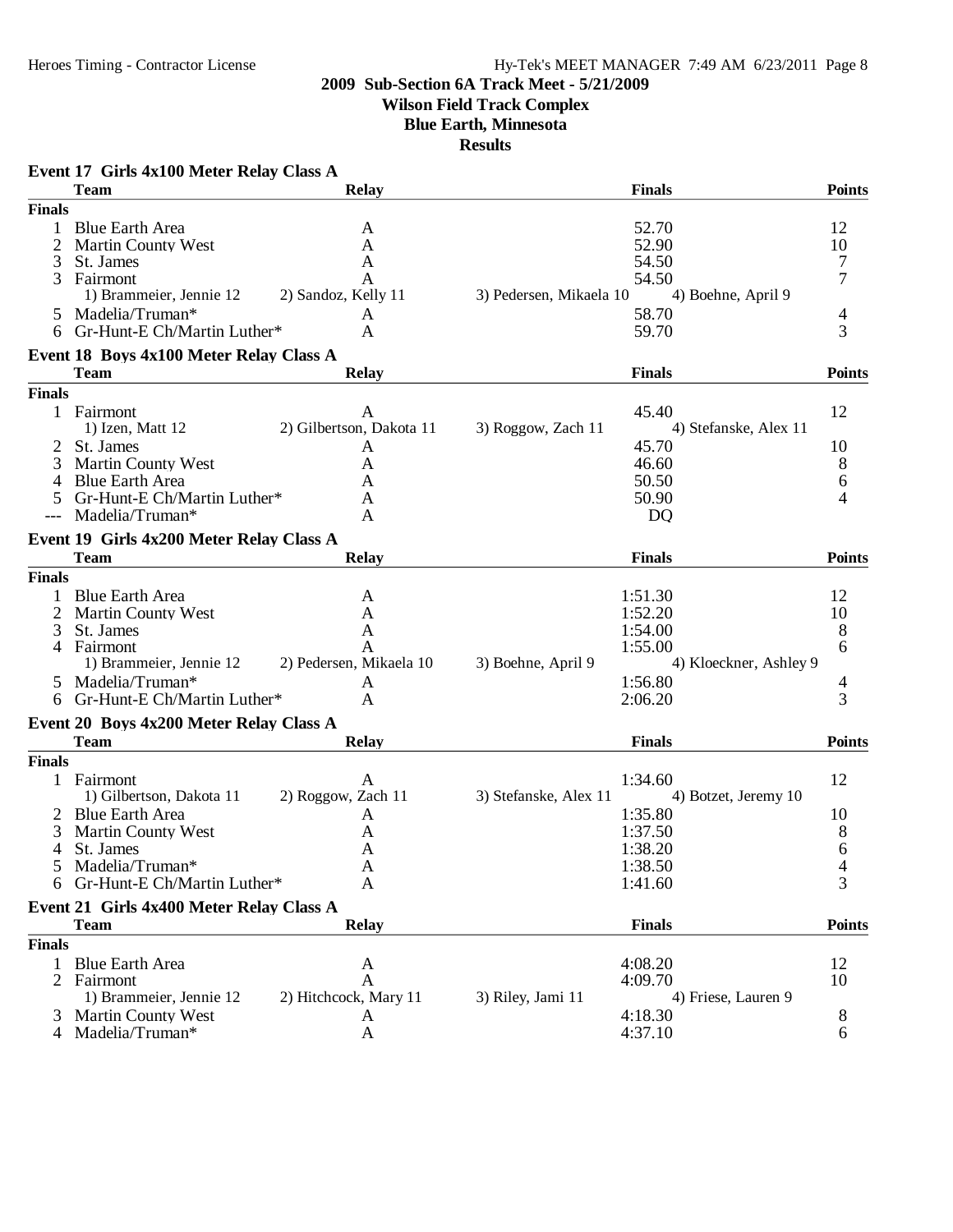## 2009 Sub-Section 6A Track Meet - 5/21/2009

### Wilson Field Track Complex

### Blue Earth, Minnesota

### Results

**Event 17 Girls 4x100 Meter Relay Class A**

| | Team | Relay | | Finals | Points |
|---|---|---|---|---|---|
| **Finals** | | | | | |
| 1 | Blue Earth Area | A | | 52.70 | 12 |
| 2 | Martin County West | A | | 52.90 | 10 |
| 3 | St. James | A | | 54.50 | 7 |
| 3 | Fairmont | A | | 54.50 | 7 |
| | 1) Brammeier, Jennie 12 | 2) Sandoz, Kelly 11 | 3) Pedersen, Mikaela 10 | 4) Boehne, April 9 | |
| 5 | Madelia/Truman* | A | | 58.70 | 4 |
| 6 | Gr-Hunt-E Ch/Martin Luther* | A | | 59.70 | 3 |

**Event 18 Boys 4x100 Meter Relay Class A**

| | Team | Relay | | Finals | Points |
|---|---|---|---|---|---|
| **Finals** | | | | | |
| 1 | Fairmont | A | | 45.40 | 12 |
| | 1) Izen, Matt 12 | 2) Gilbertson, Dakota 11 | 3) Roggow, Zach 11 | 4) Stefanske, Alex 11 | |
| 2 | St. James | A | | 45.70 | 10 |
| 3 | Martin County West | A | | 46.60 | 8 |
| 4 | Blue Earth Area | A | | 50.50 | 6 |
| 5 | Gr-Hunt-E Ch/Martin Luther* | A | | 50.90 | 4 |
| --- | Madelia/Truman* | A | | DQ | |

**Event 19 Girls 4x200 Meter Relay Class A**

| | Team | Relay | | Finals | Points |
|---|---|---|---|---|---|
| **Finals** | | | | | |
| 1 | Blue Earth Area | A | | 1:51.30 | 12 |
| 2 | Martin County West | A | | 1:52.20 | 10 |
| 3 | St. James | A | | 1:54.00 | 8 |
| 4 | Fairmont | A | | 1:55.00 | 6 |
| | 1) Brammeier, Jennie 12 | 2) Pedersen, Mikaela 10 | 3) Boehne, April 9 | 4) Kloeckner, Ashley 9 | |
| 5 | Madelia/Truman* | A | | 1:56.80 | 4 |
| 6 | Gr-Hunt-E Ch/Martin Luther* | A | | 2:06.20 | 3 |

**Event 20 Boys 4x200 Meter Relay Class A**

| | Team | Relay | | Finals | Points |
|---|---|---|---|---|---|
| **Finals** | | | | | |
| 1 | Fairmont | A | | 1:34.60 | 12 |
| | 1) Gilbertson, Dakota 11 | 2) Roggow, Zach 11 | 3) Stefanske, Alex 11 | 4) Botzet, Jeremy 10 | |
| 2 | Blue Earth Area | A | | 1:35.80 | 10 |
| 3 | Martin County West | A | | 1:37.50 | 8 |
| 4 | St. James | A | | 1:38.20 | 6 |
| 5 | Madelia/Truman* | A | | 1:38.50 | 4 |
| 6 | Gr-Hunt-E Ch/Martin Luther* | A | | 1:41.60 | 3 |

**Event 21 Girls 4x400 Meter Relay Class A**

| | Team | Relay | | Finals | Points |
|---|---|---|---|---|---|
| **Finals** | | | | | |
| 1 | Blue Earth Area | A | | 4:08.20 | 12 |
| 2 | Fairmont | A | | 4:09.70 | 10 |
| | 1) Brammeier, Jennie 12 | 2) Hitchcock, Mary 11 | 3) Riley, Jami 11 | 4) Friese, Lauren 9 | |
| 3 | Martin County West | A | | 4:18.30 | 8 |
| 4 | Madelia/Truman* | A | | 4:37.10 | 6 |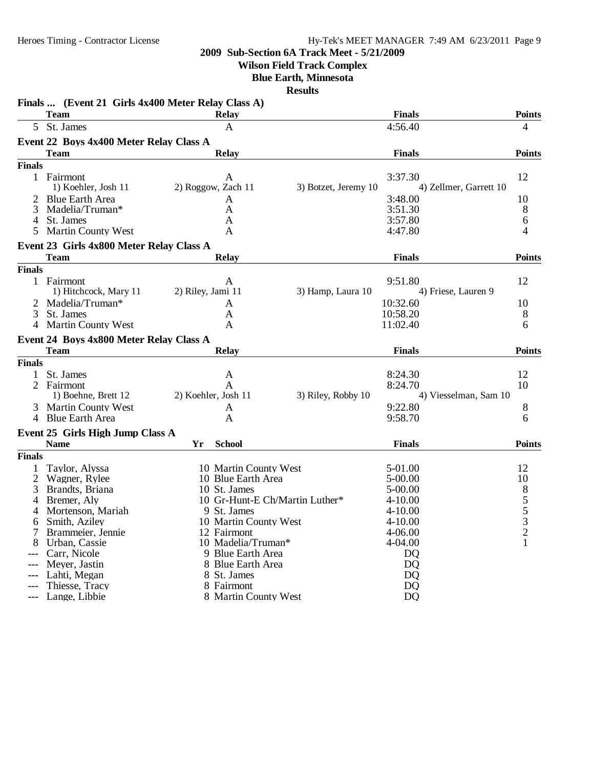## 2009 Sub-Section 6A Track Meet - 5/21/2009

**Wilson Field Track Complex**

**Blue Earth, Minnesota**

**Results**

### Finals ... (Event 21 Girls 4x400 Meter Relay Class A)

| | Team | Relay | Finals | Points |
|---|---|---|---|---|
| 5 | St. James | A | 4:56.40 | 4 |

### Event 22 Boys 4x400 Meter Relay Class A

| | Team | Relay | Finals | Points |
|---|---|---|---|---|
| **Finals** | | | | |
| 1 | Fairmont | A | 3:37.30 | 12 |
| | 1) Koehler, Josh 11 | 2) Roggow, Zach 11 | 3) Botzet, Jeremy 10 | 4) Zellmer, Garrett 10 |
| 2 | Blue Earth Area | A | 3:48.00 | 10 |
| 3 | Madelia/Truman* | A | 3:51.30 | 8 |
| 4 | St. James | A | 3:57.80 | 6 |
| 5 | Martin County West | A | 4:47.80 | 4 |

### Event 23 Girls 4x800 Meter Relay Class A

| | Team | Relay | Finals | Points |
|---|---|---|---|---|
| **Finals** | | | | |
| 1 | Fairmont | A | 9:51.80 | 12 |
| | 1) Hitchcock, Mary 11 | 2) Riley, Jami 11 | 3) Hamp, Laura 10 | 4) Friese, Lauren 9 |
| 2 | Madelia/Truman* | A | 10:32.60 | 10 |
| 3 | St. James | A | 10:58.20 | 8 |
| 4 | Martin County West | A | 11:02.40 | 6 |

### Event 24 Boys 4x800 Meter Relay Class A

| | Team | Relay | Finals | Points |
|---|---|---|---|---|
| **Finals** | | | | |
| 1 | St. James | A | 8:24.30 | 12 |
| 2 | Fairmont | A | 8:24.70 | 10 |
| | 1) Boehne, Brett 12 | 2) Koehler, Josh 11 | 3) Riley, Robby 10 | 4) Viesselman, Sam 10 |
| 3 | Martin County West | A | 9:22.80 | 8 |
| 4 | Blue Earth Area | A | 9:58.70 | 6 |

### Event 25 Girls High Jump Class A

| | Name | Yr | School | Finals | Points |
|---|---|---|---|---|---|
| **Finals** | | | | | |
| 1 | Taylor, Alyssa | 10 | Martin County West | 5-01.00 | 12 |
| 2 | Wagner, Rylee | 10 | Blue Earth Area | 5-00.00 | 10 |
| 3 | Brandts, Briana | 10 | St. James | 5-00.00 | 8 |
| 4 | Bremer, Aly | 10 | Gr-Hunt-E Ch/Martin Luther* | 4-10.00 | 5 |
| 4 | Mortenson, Mariah | 9 | St. James | 4-10.00 | 5 |
| 6 | Smith, Aziley | 10 | Martin County West | 4-10.00 | 3 |
| 7 | Brammeier, Jennie | 12 | Fairmont | 4-06.00 | 2 |
| 8 | Urban, Cassie | 10 | Madelia/Truman* | 4-04.00 | 1 |
| --- | Carr, Nicole | 9 | Blue Earth Area | DQ | |
| --- | Meyer, Jastin | 8 | Blue Earth Area | DQ | |
| --- | Lahti, Megan | 8 | St. James | DQ | |
| --- | Thiesse, Tracy | 8 | Fairmont | DQ | |
| --- | Lange, Libbie | 8 | Martin County West | DQ | |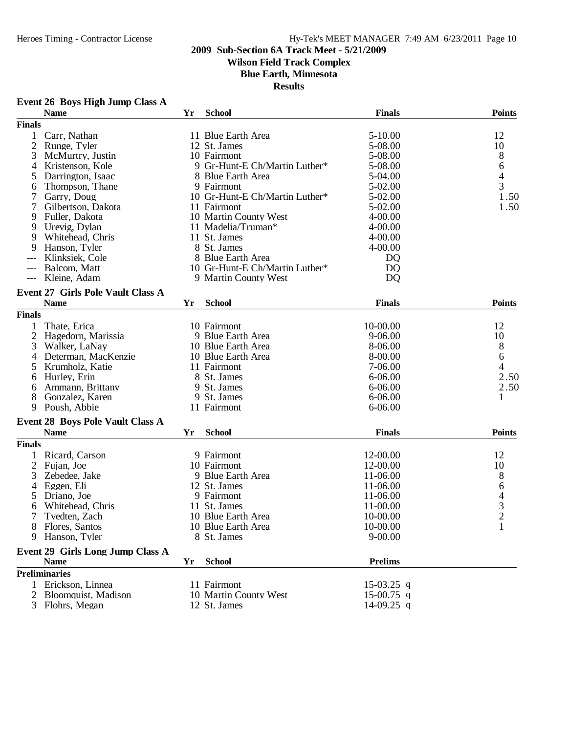## 2009 Sub-Section 6A Track Meet - 5/21/2009
### Wilson Field Track Complex
### Blue Earth, Minnesota
### Results

#### Event 26 Boys High Jump Class A

| | Name | Yr | School | Finals | Points |
|---|---|---|---|---|---|
| **Finals** | | | | | |
| 1 | Carr, Nathan | 11 | Blue Earth Area | 5-10.00 | 12 |
| 2 | Runge, Tyler | 12 | St. James | 5-08.00 | 10 |
| 3 | McMurtry, Justin | 10 | Fairmont | 5-08.00 | 8 |
| 4 | Kristenson, Kole | 9 | Gr-Hunt-E Ch/Martin Luther* | 5-08.00 | 6 |
| 5 | Darrington, Isaac | 8 | Blue Earth Area | 5-04.00 | 4 |
| 6 | Thompson, Thane | 9 | Fairmont | 5-02.00 | 3 |
| 7 | Garry, Doug | 10 | Gr-Hunt-E Ch/Martin Luther* | 5-02.00 | 1.50 |
| 7 | Gilbertson, Dakota | 11 | Fairmont | 5-02.00 | 1.50 |
| 9 | Fuller, Dakota | 10 | Martin County West | 4-00.00 | |
| 9 | Urevig, Dylan | 11 | Madelia/Truman* | 4-00.00 | |
| 9 | Whitehead, Chris | 11 | St. James | 4-00.00 | |
| 9 | Hanson, Tyler | 8 | St. James | 4-00.00 | |
| --- | Klinksiek, Cole | 8 | Blue Earth Area | DQ | |
| --- | Balcom, Matt | 10 | Gr-Hunt-E Ch/Martin Luther* | DQ | |
| --- | Kleine, Adam | 9 | Martin County West | DQ | |

#### Event 27 Girls Pole Vault Class A

| | Name | Yr | School | Finals | Points |
|---|---|---|---|---|---|
| **Finals** | | | | | |
| 1 | Thate, Erica | 10 | Fairmont | 10-00.00 | 12 |
| 2 | Hagedorn, Marissia | 9 | Blue Earth Area | 9-06.00 | 10 |
| 3 | Walker, LaNay | 10 | Blue Earth Area | 8-06.00 | 8 |
| 4 | Determan, MacKenzie | 10 | Blue Earth Area | 8-00.00 | 6 |
| 5 | Krumholz, Katie | 11 | Fairmont | 7-06.00 | 4 |
| 6 | Hurley, Erin | 8 | St. James | 6-06.00 | 2.50 |
| 6 | Ammann, Brittany | 9 | St. James | 6-06.00 | 2.50 |
| 8 | Gonzalez, Karen | 9 | St. James | 6-06.00 | 1 |
| 9 | Poush, Abbie | 11 | Fairmont | 6-06.00 | |

#### Event 28 Boys Pole Vault Class A

| | Name | Yr | School | Finals | Points |
|---|---|---|---|---|---|
| **Finals** | | | | | |
| 1 | Ricard, Carson | 9 | Fairmont | 12-00.00 | 12 |
| 2 | Fujan, Joe | 10 | Fairmont | 12-00.00 | 10 |
| 3 | Zebedee, Jake | 9 | Blue Earth Area | 11-06.00 | 8 |
| 4 | Eggen, Eli | 12 | St. James | 11-06.00 | 6 |
| 5 | Driano, Joe | 9 | Fairmont | 11-06.00 | 4 |
| 6 | Whitehead, Chris | 11 | St. James | 11-00.00 | 3 |
| 7 | Tvedten, Zach | 10 | Blue Earth Area | 10-00.00 | 2 |
| 8 | Flores, Santos | 10 | Blue Earth Area | 10-00.00 | 1 |
| 9 | Hanson, Tyler | 8 | St. James | 9-00.00 | |

#### Event 29 Girls Long Jump Class A

| | Name | Yr | School | Prelims | |
|---|---|---|---|---|---|
| **Preliminaries** | | | | | |
| 1 | Erickson, Linnea | 11 | Fairmont | 15-03.25 | q |
| 2 | Bloomquist, Madison | 10 | Martin County West | 15-00.75 | q |
| 3 | Flohrs, Megan | 12 | St. James | 14-09.25 | q |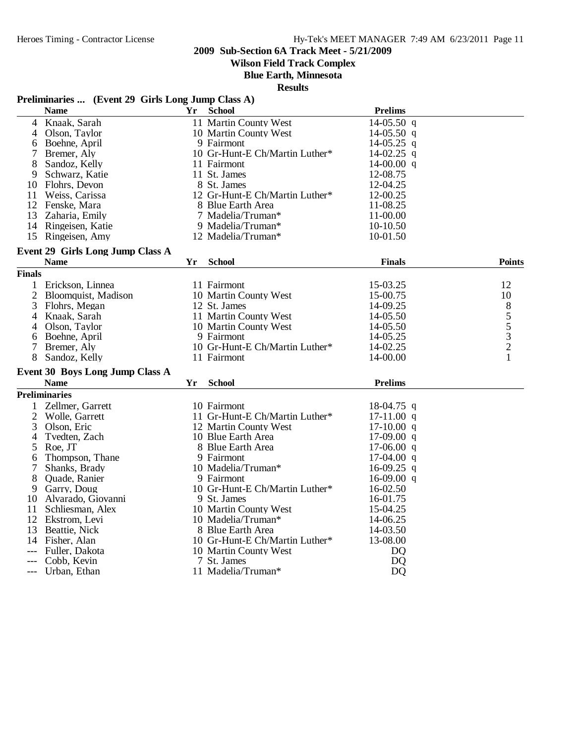## 2009 Sub-Section 6A Track Meet - 5/21/2009

**Wilson Field Track Complex**

**Blue Earth, Minnesota**

**Results**

### Preliminaries ... (Event 29 Girls Long Jump Class A)

| | Name | Yr | School | Prelims | |
|---|---|---|---|---|---|
| 4 | Knaak, Sarah | 11 | Martin County West | 14-05.50 | q |
| 4 | Olson, Taylor | 10 | Martin County West | 14-05.50 | q |
| 6 | Boehne, April | 9 | Fairmont | 14-05.25 | q |
| 7 | Bremer, Aly | 10 | Gr-Hunt-E Ch/Martin Luther* | 14-02.25 | q |
| 8 | Sandoz, Kelly | 11 | Fairmont | 14-00.00 | q |
| 9 | Schwarz, Katie | 11 | St. James | 12-08.75 | |
| 10 | Flohrs, Devon | 8 | St. James | 12-04.25 | |
| 11 | Weiss, Carissa | 12 | Gr-Hunt-E Ch/Martin Luther* | 12-00.25 | |
| 12 | Fenske, Mara | 8 | Blue Earth Area | 11-08.25 | |
| 13 | Zaharia, Emily | 7 | Madelia/Truman* | 11-00.00 | |
| 14 | Ringeisen, Katie | 9 | Madelia/Truman* | 10-10.50 | |
| 15 | Ringeisen, Amy | 12 | Madelia/Truman* | 10-01.50 | |

### Event 29 Girls Long Jump Class A

| | Name | Yr | School | Finals | Points |
|---|---|---|---|---|---|
| **Finals** | | | | | |
| 1 | Erickson, Linnea | 11 | Fairmont | 15-03.25 | 12 |
| 2 | Bloomquist, Madison | 10 | Martin County West | 15-00.75 | 10 |
| 3 | Flohrs, Megan | 12 | St. James | 14-09.25 | 8 |
| 4 | Knaak, Sarah | 11 | Martin County West | 14-05.50 | 5 |
| 4 | Olson, Taylor | 10 | Martin County West | 14-05.50 | 5 |
| 6 | Boehne, April | 9 | Fairmont | 14-05.25 | 3 |
| 7 | Bremer, Aly | 10 | Gr-Hunt-E Ch/Martin Luther* | 14-02.25 | 2 |
| 8 | Sandoz, Kelly | 11 | Fairmont | 14-00.00 | 1 |

### Event 30 Boys Long Jump Class A

| | Name | Yr | School | Prelims | |
|---|---|---|---|---|---|
| **Preliminaries** | | | | | |
| 1 | Zellmer, Garrett | 10 | Fairmont | 18-04.75 | q |
| 2 | Wolle, Garrett | 11 | Gr-Hunt-E Ch/Martin Luther* | 17-11.00 | q |
| 3 | Olson, Eric | 12 | Martin County West | 17-10.00 | q |
| 4 | Tvedten, Zach | 10 | Blue Earth Area | 17-09.00 | q |
| 5 | Roe, JT | 8 | Blue Earth Area | 17-06.00 | q |
| 6 | Thompson, Thane | 9 | Fairmont | 17-04.00 | q |
| 7 | Shanks, Brady | 10 | Madelia/Truman* | 16-09.25 | q |
| 8 | Quade, Ranier | 9 | Fairmont | 16-09.00 | q |
| 9 | Garry, Doug | 10 | Gr-Hunt-E Ch/Martin Luther* | 16-02.50 | |
| 10 | Alvarado, Giovanni | 9 | St. James | 16-01.75 | |
| 11 | Schliesman, Alex | 10 | Martin County West | 15-04.25 | |
| 12 | Ekstrom, Levi | 10 | Madelia/Truman* | 14-06.25 | |
| 13 | Beattie, Nick | 8 | Blue Earth Area | 14-03.50 | |
| 14 | Fisher, Alan | 10 | Gr-Hunt-E Ch/Martin Luther* | 13-08.00 | |
| --- | Fuller, Dakota | 10 | Martin County West | DQ | |
| --- | Cobb, Kevin | 7 | St. James | DQ | |
| --- | Urban, Ethan | 11 | Madelia/Truman* | DQ | |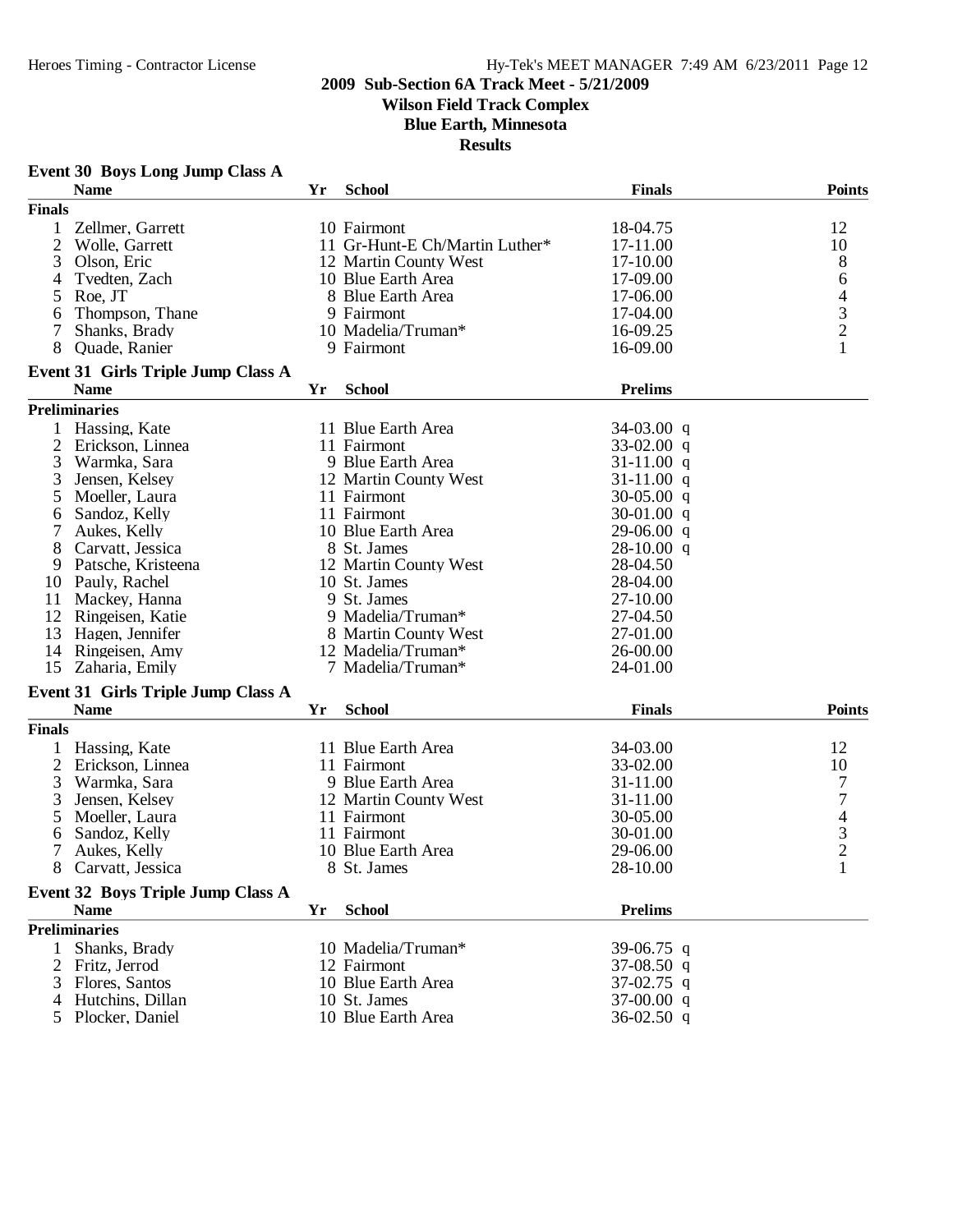**2009 Sub-Section 6A Track Meet - 5/21/2009**
**Wilson Field Track Complex**
**Blue Earth, Minnesota**
**Results**

### Event 30 Boys Long Jump Class A

| | Name | Yr | School | Finals | Points |
|---|---|---|---|---|---|
| **Finals** | | | | | |
| 1 | Zellmer, Garrett | 10 | Fairmont | 18-04.75 | 12 |
| 2 | Wolle, Garrett | 11 | Gr-Hunt-E Ch/Martin Luther* | 17-11.00 | 10 |
| 3 | Olson, Eric | 12 | Martin County West | 17-10.00 | 8 |
| 4 | Tvedten, Zach | 10 | Blue Earth Area | 17-09.00 | 6 |
| 5 | Roe, JT | 8 | Blue Earth Area | 17-06.00 | 4 |
| 6 | Thompson, Thane | 9 | Fairmont | 17-04.00 | 3 |
| 7 | Shanks, Brady | 10 | Madelia/Truman* | 16-09.25 | 2 |
| 8 | Quade, Ranier | 9 | Fairmont | 16-09.00 | 1 |

### Event 31 Girls Triple Jump Class A

| | Name | Yr | School | Prelims | |
|---|---|---|---|---|---|
| **Preliminaries** | | | | | |
| 1 | Hassing, Kate | 11 | Blue Earth Area | 34-03.00 | q |
| 2 | Erickson, Linnea | 11 | Fairmont | 33-02.00 | q |
| 3 | Warmka, Sara | 9 | Blue Earth Area | 31-11.00 | q |
| 3 | Jensen, Kelsey | 12 | Martin County West | 31-11.00 | q |
| 5 | Moeller, Laura | 11 | Fairmont | 30-05.00 | q |
| 6 | Sandoz, Kelly | 11 | Fairmont | 30-01.00 | q |
| 7 | Aukes, Kelly | 10 | Blue Earth Area | 29-06.00 | q |
| 8 | Carvatt, Jessica | 8 | St. James | 28-10.00 | q |
| 9 | Patsche, Kristeena | 12 | Martin County West | 28-04.50 | |
| 10 | Pauly, Rachel | 10 | St. James | 28-04.00 | |
| 11 | Mackey, Hanna | 9 | St. James | 27-10.00 | |
| 12 | Ringeisen, Katie | 9 | Madelia/Truman* | 27-04.50 | |
| 13 | Hagen, Jennifer | 8 | Martin County West | 27-01.00 | |
| 14 | Ringeisen, Amy | 12 | Madelia/Truman* | 26-00.00 | |
| 15 | Zaharia, Emily | 7 | Madelia/Truman* | 24-01.00 | |

### Event 31 Girls Triple Jump Class A

| | Name | Yr | School | Finals | Points |
|---|---|---|---|---|---|
| **Finals** | | | | | |
| 1 | Hassing, Kate | 11 | Blue Earth Area | 34-03.00 | 12 |
| 2 | Erickson, Linnea | 11 | Fairmont | 33-02.00 | 10 |
| 3 | Warmka, Sara | 9 | Blue Earth Area | 31-11.00 | 7 |
| 3 | Jensen, Kelsey | 12 | Martin County West | 31-11.00 | 7 |
| 5 | Moeller, Laura | 11 | Fairmont | 30-05.00 | 4 |
| 6 | Sandoz, Kelly | 11 | Fairmont | 30-01.00 | 3 |
| 7 | Aukes, Kelly | 10 | Blue Earth Area | 29-06.00 | 2 |
| 8 | Carvatt, Jessica | 8 | St. James | 28-10.00 | 1 |

### Event 32 Boys Triple Jump Class A

| | Name | Yr | School | Prelims | |
|---|---|---|---|---|---|
| **Preliminaries** | | | | | |
| 1 | Shanks, Brady | 10 | Madelia/Truman* | 39-06.75 | q |
| 2 | Fritz, Jerrod | 12 | Fairmont | 37-08.50 | q |
| 3 | Flores, Santos | 10 | Blue Earth Area | 37-02.75 | q |
| 4 | Hutchins, Dillan | 10 | St. James | 37-00.00 | q |
| 5 | Plocker, Daniel | 10 | Blue Earth Area | 36-02.50 | q |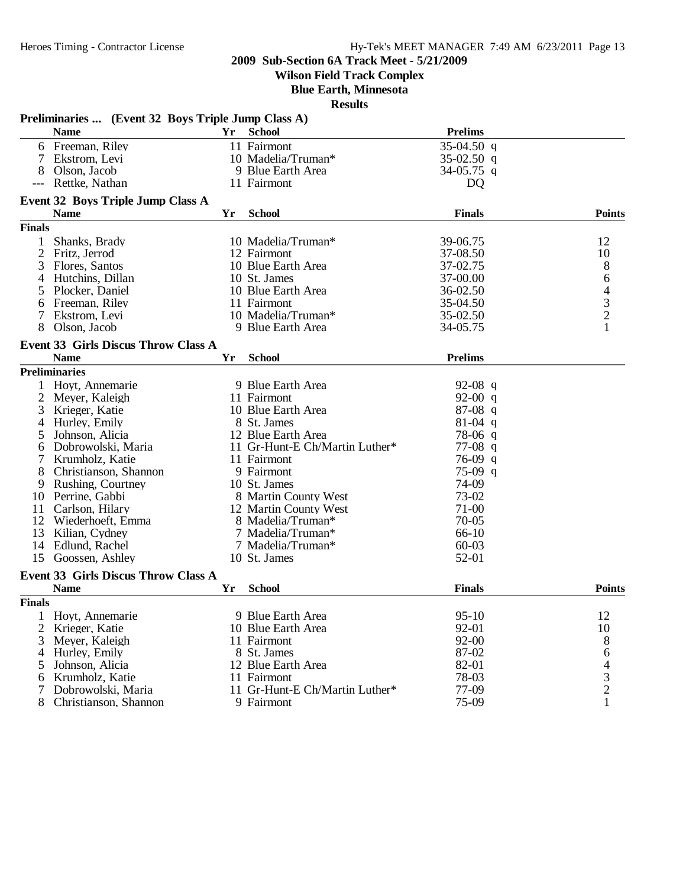## 2009 Sub-Section 6A Track Meet - 5/21/2009

**Wilson Field Track Complex**

**Blue Earth, Minnesota**

**Results**

### Preliminaries ... (Event 32 Boys Triple Jump Class A)

| | Name | Yr | School | Prelims | |
|---|---|---|---|---|---|
| 6 | Freeman, Riley | 11 | Fairmont | 35-04.50 | q |
| 7 | Ekstrom, Levi | 10 | Madelia/Truman* | 35-02.50 | q |
| 8 | Olson, Jacob | 9 | Blue Earth Area | 34-05.75 | q |
| --- | Rettke, Nathan | 11 | Fairmont | DQ | |

### Event 32 Boys Triple Jump Class A

| | Name | Yr | School | Finals | Points |
|---|---|---|---|---|---|
| **Finals** | | | | | |
| 1 | Shanks, Brady | 10 | Madelia/Truman* | 39-06.75 | 12 |
| 2 | Fritz, Jerrod | 12 | Fairmont | 37-08.50 | 10 |
| 3 | Flores, Santos | 10 | Blue Earth Area | 37-02.75 | 8 |
| 4 | Hutchins, Dillan | 10 | St. James | 37-00.00 | 6 |
| 5 | Plocker, Daniel | 10 | Blue Earth Area | 36-02.50 | 4 |
| 6 | Freeman, Riley | 11 | Fairmont | 35-04.50 | 3 |
| 7 | Ekstrom, Levi | 10 | Madelia/Truman* | 35-02.50 | 2 |
| 8 | Olson, Jacob | 9 | Blue Earth Area | 34-05.75 | 1 |

### Event 33 Girls Discus Throw Class A

| | Name | Yr | School | Prelims | |
|---|---|---|---|---|---|
| **Preliminaries** | | | | | |
| 1 | Hoyt, Annemarie | 9 | Blue Earth Area | 92-08 | q |
| 2 | Meyer, Kaleigh | 11 | Fairmont | 92-00 | q |
| 3 | Krieger, Katie | 10 | Blue Earth Area | 87-08 | q |
| 4 | Hurley, Emily | 8 | St. James | 81-04 | q |
| 5 | Johnson, Alicia | 12 | Blue Earth Area | 78-06 | q |
| 6 | Dobrowolski, Maria | 11 | Gr-Hunt-E Ch/Martin Luther* | 77-08 | q |
| 7 | Krumholz, Katie | 11 | Fairmont | 76-09 | q |
| 8 | Christianson, Shannon | 9 | Fairmont | 75-09 | q |
| 9 | Rushing, Courtney | 10 | St. James | 74-09 | |
| 10 | Perrine, Gabbi | 8 | Martin County West | 73-02 | |
| 11 | Carlson, Hilary | 12 | Martin County West | 71-00 | |
| 12 | Wiederhoeft, Emma | 8 | Madelia/Truman* | 70-05 | |
| 13 | Kilian, Cydney | 7 | Madelia/Truman* | 66-10 | |
| 14 | Edlund, Rachel | 7 | Madelia/Truman* | 60-03 | |
| 15 | Goossen, Ashley | 10 | St. James | 52-01 | |

### Event 33 Girls Discus Throw Class A

| | Name | Yr | School | Finals | Points |
|---|---|---|---|---|---|
| **Finals** | | | | | |
| 1 | Hoyt, Annemarie | 9 | Blue Earth Area | 95-10 | 12 |
| 2 | Krieger, Katie | 10 | Blue Earth Area | 92-01 | 10 |
| 3 | Meyer, Kaleigh | 11 | Fairmont | 92-00 | 8 |
| 4 | Hurley, Emily | 8 | St. James | 87-02 | 6 |
| 5 | Johnson, Alicia | 12 | Blue Earth Area | 82-01 | 4 |
| 6 | Krumholz, Katie | 11 | Fairmont | 78-03 | 3 |
| 7 | Dobrowolski, Maria | 11 | Gr-Hunt-E Ch/Martin Luther* | 77-09 | 2 |
| 8 | Christianson, Shannon | 9 | Fairmont | 75-09 | 1 |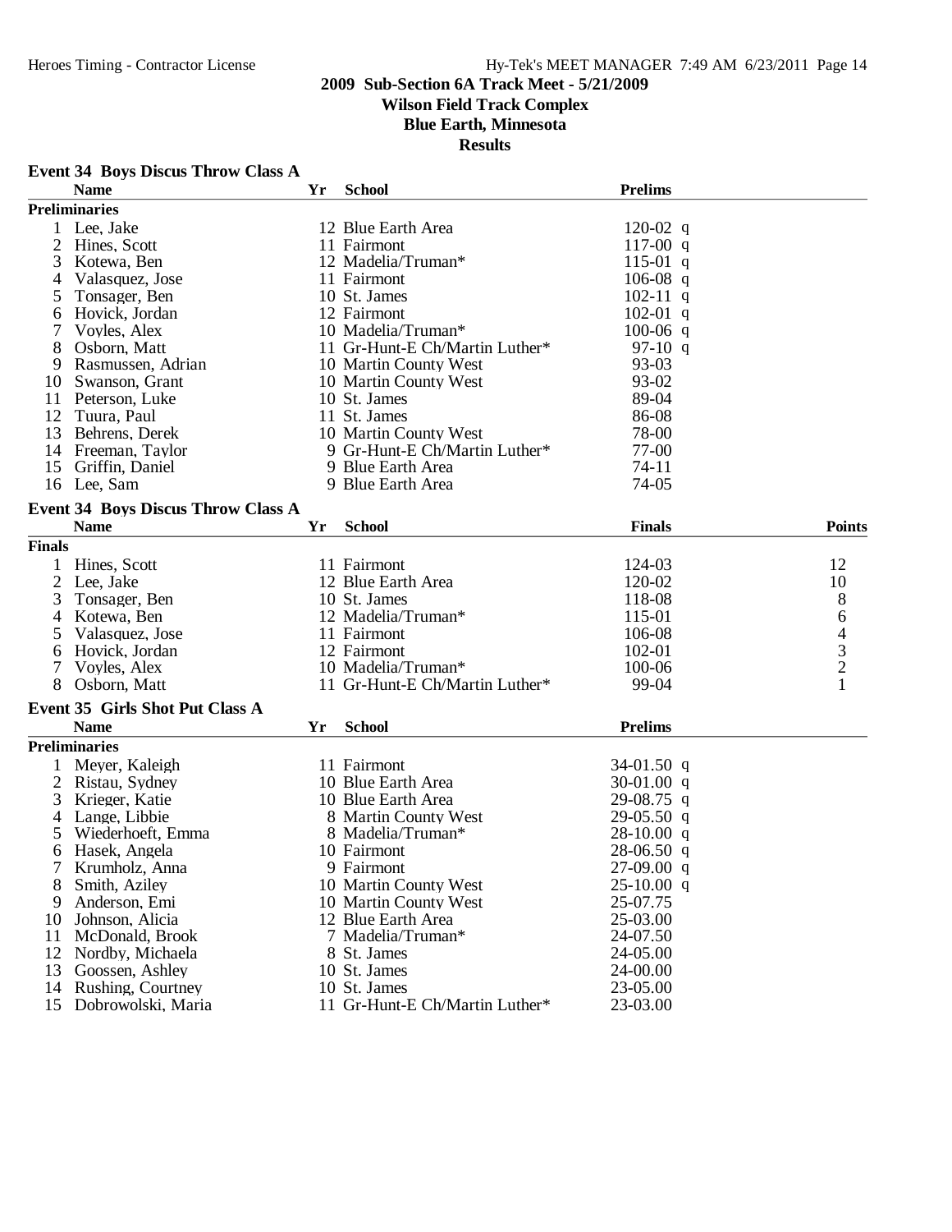## 2009 Sub-Section 6A Track Meet - 5/21/2009

### Wilson Field Track Complex

### Blue Earth, Minnesota

### Results

**Event 34 Boys Discus Throw Class A**

**Preliminaries**

| | Name | Yr | School | Prelims | |
|---|---|---|---|---|---|
| 1 | Lee, Jake | 12 | Blue Earth Area | 120-02 | q |
| 2 | Hines, Scott | 11 | Fairmont | 117-00 | q |
| 3 | Kotewa, Ben | 12 | Madelia/Truman* | 115-01 | q |
| 4 | Valasquez, Jose | 11 | Fairmont | 106-08 | q |
| 5 | Tonsager, Ben | 10 | St. James | 102-11 | q |
| 6 | Hovick, Jordan | 12 | Fairmont | 102-01 | q |
| 7 | Voyles, Alex | 10 | Madelia/Truman* | 100-06 | q |
| 8 | Osborn, Matt | 11 | Gr-Hunt-E Ch/Martin Luther* | 97-10 | q |
| 9 | Rasmussen, Adrian | 10 | Martin County West | 93-03 | |
| 10 | Swanson, Grant | 10 | Martin County West | 93-02 | |
| 11 | Peterson, Luke | 10 | St. James | 89-04 | |
| 12 | Tuura, Paul | 11 | St. James | 86-08 | |
| 13 | Behrens, Derek | 10 | Martin County West | 78-00 | |
| 14 | Freeman, Taylor | 9 | Gr-Hunt-E Ch/Martin Luther* | 77-00 | |
| 15 | Griffin, Daniel | 9 | Blue Earth Area | 74-11 | |
| 16 | Lee, Sam | 9 | Blue Earth Area | 74-05 | |

**Event 34 Boys Discus Throw Class A**

**Finals**

| | Name | Yr | School | Finals | Points |
|---|---|---|---|---|---|
| 1 | Hines, Scott | 11 | Fairmont | 124-03 | 12 |
| 2 | Lee, Jake | 12 | Blue Earth Area | 120-02 | 10 |
| 3 | Tonsager, Ben | 10 | St. James | 118-08 | 8 |
| 4 | Kotewa, Ben | 12 | Madelia/Truman* | 115-01 | 6 |
| 5 | Valasquez, Jose | 11 | Fairmont | 106-08 | 4 |
| 6 | Hovick, Jordan | 12 | Fairmont | 102-01 | 3 |
| 7 | Voyles, Alex | 10 | Madelia/Truman* | 100-06 | 2 |
| 8 | Osborn, Matt | 11 | Gr-Hunt-E Ch/Martin Luther* | 99-04 | 1 |

**Event 35 Girls Shot Put Class A**

**Preliminaries**

| | Name | Yr | School | Prelims | |
|---|---|---|---|---|---|
| 1 | Meyer, Kaleigh | 11 | Fairmont | 34-01.50 | q |
| 2 | Ristau, Sydney | 10 | Blue Earth Area | 30-01.00 | q |
| 3 | Krieger, Katie | 10 | Blue Earth Area | 29-08.75 | q |
| 4 | Lange, Libbie | 8 | Martin County West | 29-05.50 | q |
| 5 | Wiederhoeft, Emma | 8 | Madelia/Truman* | 28-10.00 | q |
| 6 | Hasek, Angela | 10 | Fairmont | 28-06.50 | q |
| 7 | Krumholz, Anna | 9 | Fairmont | 27-09.00 | q |
| 8 | Smith, Aziley | 10 | Martin County West | 25-10.00 | q |
| 9 | Anderson, Emi | 10 | Martin County West | 25-07.75 | |
| 10 | Johnson, Alicia | 12 | Blue Earth Area | 25-03.00 | |
| 11 | McDonald, Brook | 7 | Madelia/Truman* | 24-07.50 | |
| 12 | Nordby, Michaela | 8 | St. James | 24-05.00 | |
| 13 | Goossen, Ashley | 10 | St. James | 24-00.00 | |
| 14 | Rushing, Courtney | 10 | St. James | 23-05.00 | |
| 15 | Dobrowolski, Maria | 11 | Gr-Hunt-E Ch/Martin Luther* | 23-03.00 | |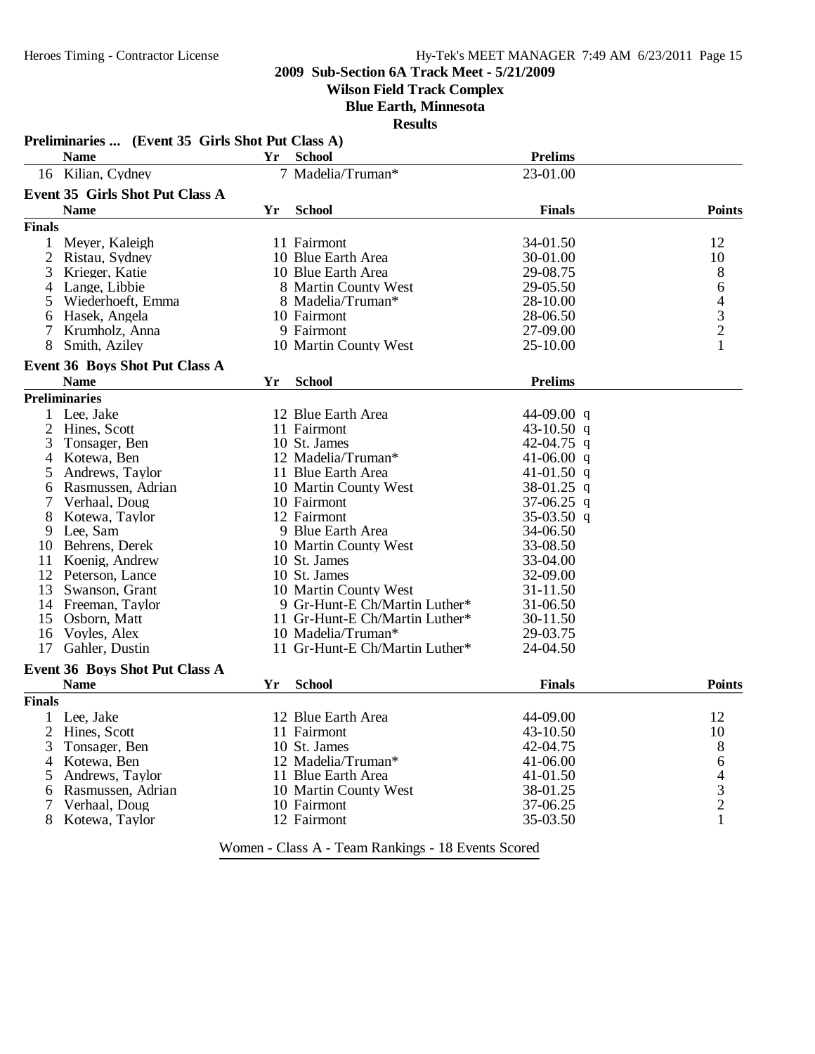## 2009 Sub-Section 6A Track Meet - 5/21/2009

**Wilson Field Track Complex**

**Blue Earth, Minnesota**

**Results**

### Preliminaries ... (Event 35 Girls Shot Put Class A)

| | Name | Yr | School | Prelims |
|---|---|---|---|---|
| 16 | Kilian, Cydney | 7 | Madelia/Truman* | 23-01.00 |

### Event 35 Girls Shot Put Class A

| | Name | Yr | School | Finals | Points |
|---|---|---|---|---|---|
| **Finals** | | | | | |
| 1 | Meyer, Kaleigh | 11 | Fairmont | 34-01.50 | 12 |
| 2 | Ristau, Sydney | 10 | Blue Earth Area | 30-01.00 | 10 |
| 3 | Krieger, Katie | 10 | Blue Earth Area | 29-08.75 | 8 |
| 4 | Lange, Libbie | 8 | Martin County West | 29-05.50 | 6 |
| 5 | Wiederhoeft, Emma | 8 | Madelia/Truman* | 28-10.00 | 4 |
| 6 | Hasek, Angela | 10 | Fairmont | 28-06.50 | 3 |
| 7 | Krumholz, Anna | 9 | Fairmont | 27-09.00 | 2 |
| 8 | Smith, Aziley | 10 | Martin County West | 25-10.00 | 1 |

### Event 36 Boys Shot Put Class A

| | Name | Yr | School | Prelims | |
|---|---|---|---|---|---|
| **Preliminaries** | | | | | |
| 1 | Lee, Jake | 12 | Blue Earth Area | 44-09.00 | q |
| 2 | Hines, Scott | 11 | Fairmont | 43-10.50 | q |
| 3 | Tonsager, Ben | 10 | St. James | 42-04.75 | q |
| 4 | Kotewa, Ben | 12 | Madelia/Truman* | 41-06.00 | q |
| 5 | Andrews, Taylor | 11 | Blue Earth Area | 41-01.50 | q |
| 6 | Rasmussen, Adrian | 10 | Martin County West | 38-01.25 | q |
| 7 | Verhaal, Doug | 10 | Fairmont | 37-06.25 | q |
| 8 | Kotewa, Taylor | 12 | Fairmont | 35-03.50 | q |
| 9 | Lee, Sam | 9 | Blue Earth Area | 34-06.50 | |
| 10 | Behrens, Derek | 10 | Martin County West | 33-08.50 | |
| 11 | Koenig, Andrew | 10 | St. James | 33-04.00 | |
| 12 | Peterson, Lance | 10 | St. James | 32-09.00 | |
| 13 | Swanson, Grant | 10 | Martin County West | 31-11.50 | |
| 14 | Freeman, Taylor | 9 | Gr-Hunt-E Ch/Martin Luther* | 31-06.50 | |
| 15 | Osborn, Matt | 11 | Gr-Hunt-E Ch/Martin Luther* | 30-11.50 | |
| 16 | Voyles, Alex | 10 | Madelia/Truman* | 29-03.75 | |
| 17 | Gahler, Dustin | 11 | Gr-Hunt-E Ch/Martin Luther* | 24-04.50 | |

### Event 36 Boys Shot Put Class A

| | Name | Yr | School | Finals | Points |
|---|---|---|---|---|---|
| **Finals** | | | | | |
| 1 | Lee, Jake | 12 | Blue Earth Area | 44-09.00 | 12 |
| 2 | Hines, Scott | 11 | Fairmont | 43-10.50 | 10 |
| 3 | Tonsager, Ben | 10 | St. James | 42-04.75 | 8 |
| 4 | Kotewa, Ben | 12 | Madelia/Truman* | 41-06.00 | 6 |
| 5 | Andrews, Taylor | 11 | Blue Earth Area | 41-01.50 | 4 |
| 6 | Rasmussen, Adrian | 10 | Martin County West | 38-01.25 | 3 |
| 7 | Verhaal, Doug | 10 | Fairmont | 37-06.25 | 2 |
| 8 | Kotewa, Taylor | 12 | Fairmont | 35-03.50 | 1 |

Women - Class A - Team Rankings - 18 Events Scored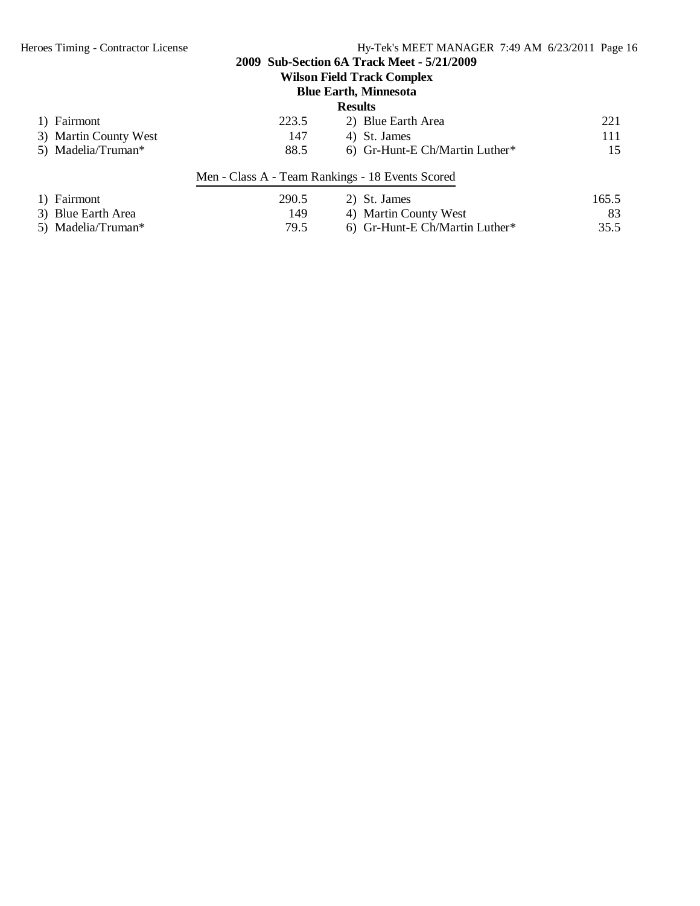**2009 Sub-Section 6A Track Meet - 5/21/2009**

**Wilson Field Track Complex**

**Blue Earth, Minnesota**

**Results**

| | | | |
|---|---|---|---|
| 1) Fairmont | 223.5 | 2) Blue Earth Area | 221 |
| 3) Martin County West | 147 | 4) St. James | 111 |
| 5) Madelia/Truman* | 88.5 | 6) Gr-Hunt-E Ch/Martin Luther* | 15 |

### Men - Class A - Team Rankings - 18 Events Scored

| | | | |
|---|---|---|---|
| 1) Fairmont | 290.5 | 2) St. James | 165.5 |
| 3) Blue Earth Area | 149 | 4) Martin County West | 83 |
| 5) Madelia/Truman* | 79.5 | 6) Gr-Hunt-E Ch/Martin Luther* | 35.5 |